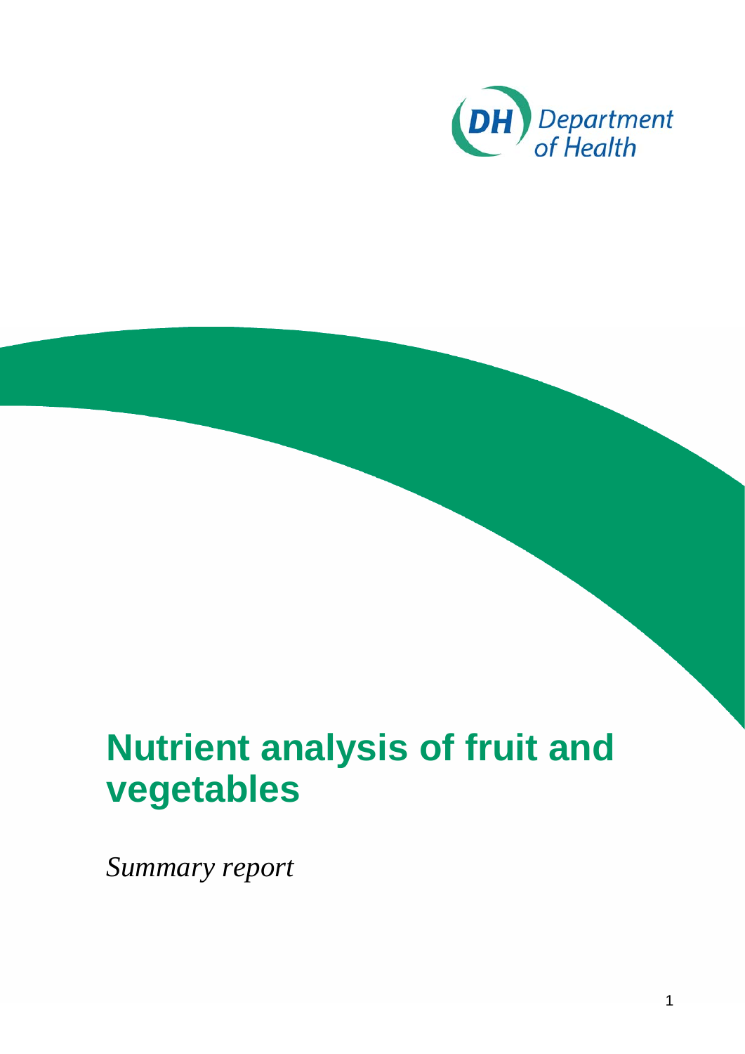Department of Health

# Nutrient analysis of fruit and vegetables

*Summary report*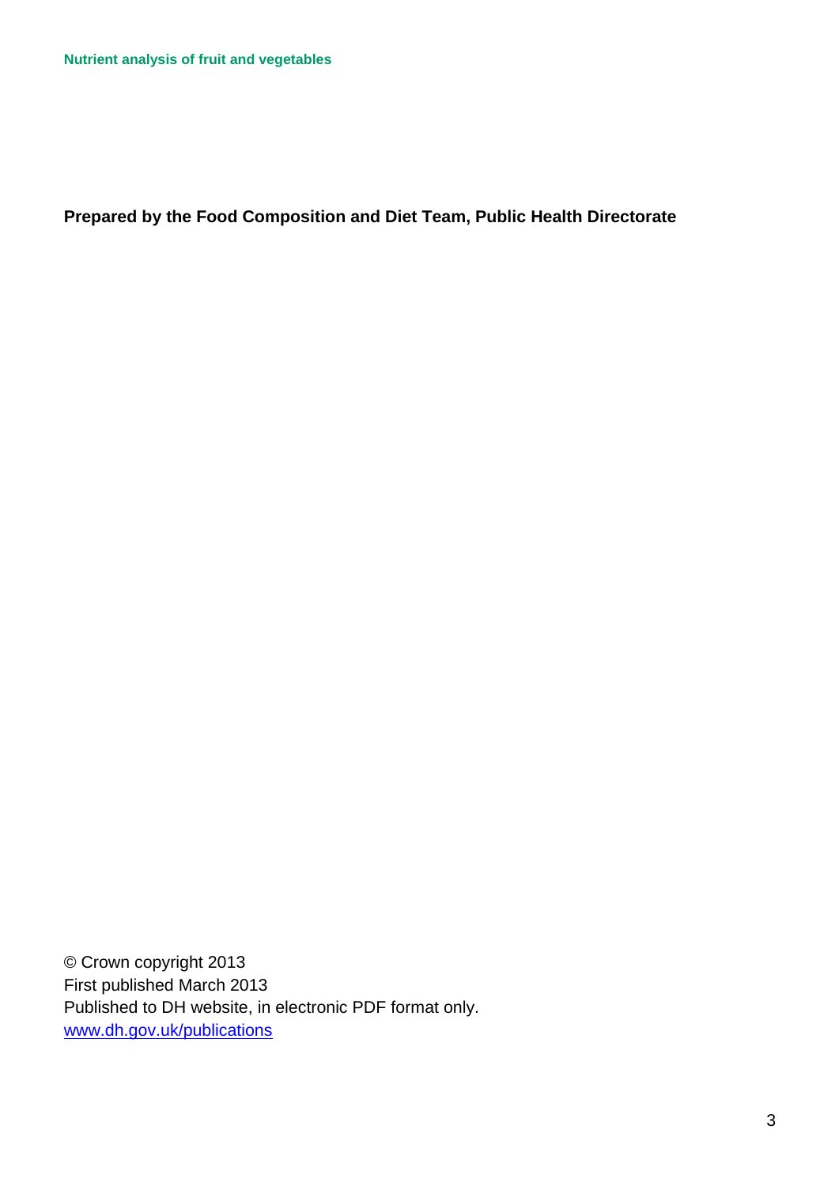**Prepared by the Food Composition and Diet Team, Public Health Directorate**

© Crown copyright 2013
First published March 2013
Published to DH website, in electronic PDF format only.
[www.dh.gov.uk/publications](http://www.dh.gov.uk/publications)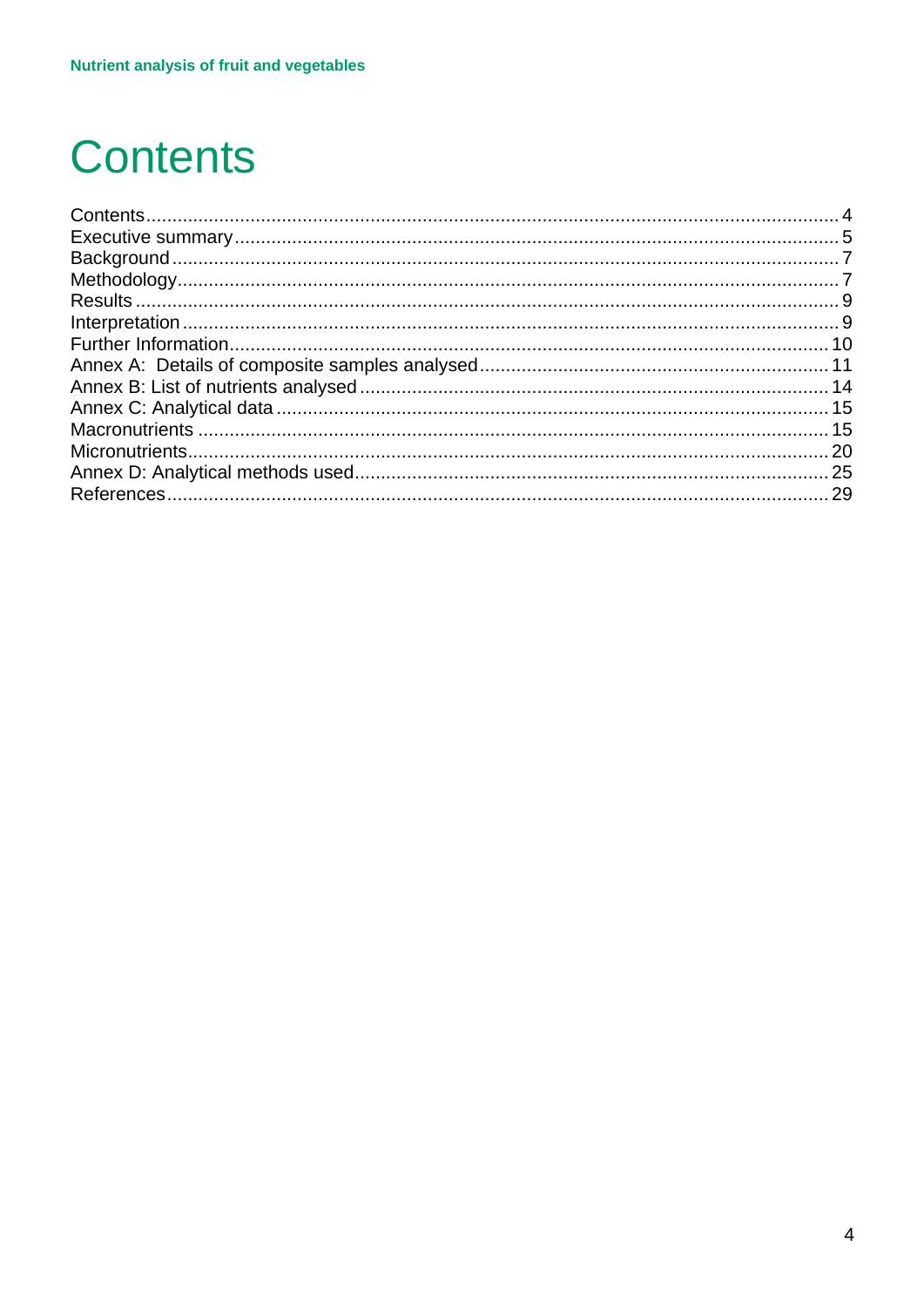# Contents

Contents ..... 4
Executive summary ..... 5
Background ..... 7
Methodology ..... 7
Results ..... 9
Interpretation ..... 9
Further Information ..... 10
Annex A: Details of composite samples analysed ..... 11
Annex B: List of nutrients analysed ..... 14
Annex C: Analytical data ..... 15
Macronutrients ..... 15
Micronutrients ..... 20
Annex D: Analytical methods used ..... 25
References ..... 29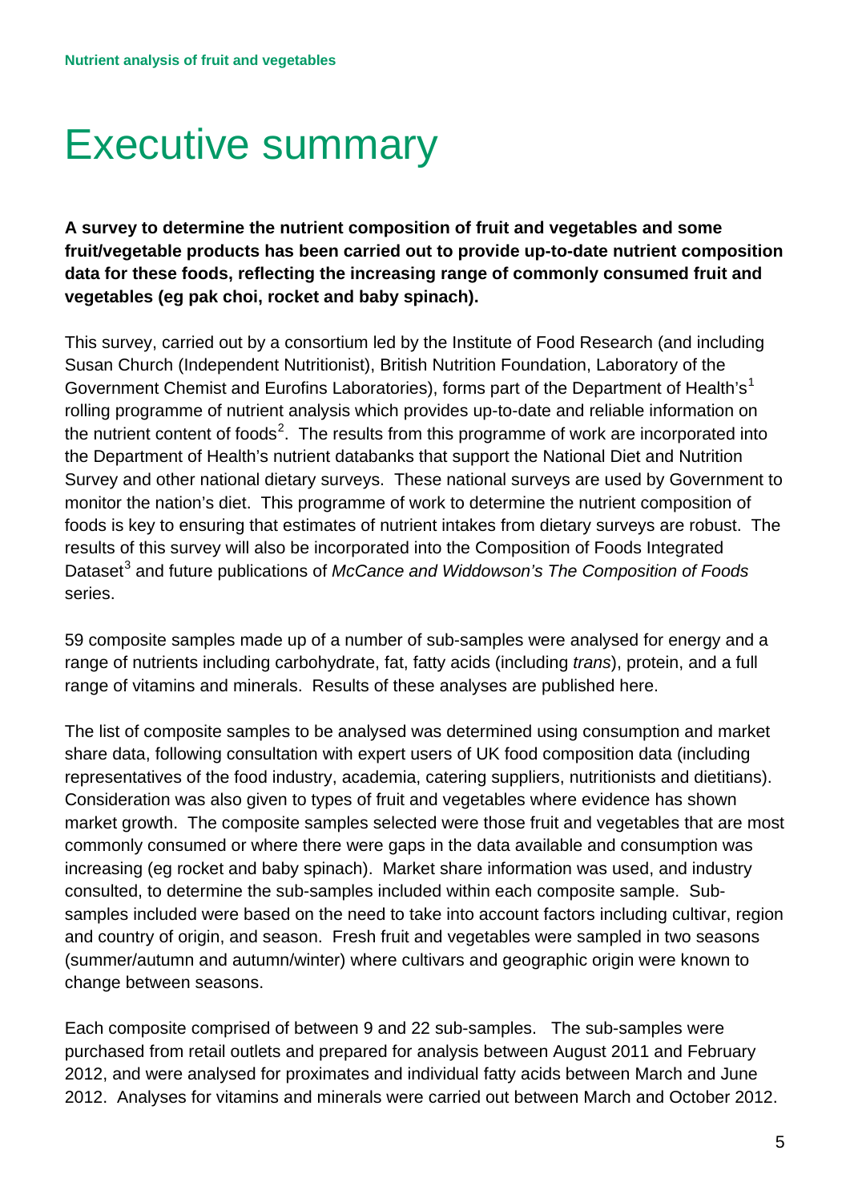# Executive summary

**A survey to determine the nutrient composition of fruit and vegetables and some fruit/vegetable products has been carried out to provide up-to-date nutrient composition data for these foods, reflecting the increasing range of commonly consumed fruit and vegetables (eg pak choi, rocket and baby spinach).**

This survey, carried out by a consortium led by the Institute of Food Research (and including Susan Church (Independent Nutritionist), British Nutrition Foundation, Laboratory of the Government Chemist and Eurofins Laboratories), forms part of the Department of Health's[1] rolling programme of nutrient analysis which provides up-to-date and reliable information on the nutrient content of foods[2]. The results from this programme of work are incorporated into the Department of Health's nutrient databanks that support the National Diet and Nutrition Survey and other national dietary surveys. These national surveys are used by Government to monitor the nation's diet. This programme of work to determine the nutrient composition of foods is key to ensuring that estimates of nutrient intakes from dietary surveys are robust. The results of this survey will also be incorporated into the Composition of Foods Integrated Dataset[3] and future publications of *McCance and Widdowson's The Composition of Foods* series.

59 composite samples made up of a number of sub-samples were analysed for energy and a range of nutrients including carbohydrate, fat, fatty acids (including *trans*), protein, and a full range of vitamins and minerals. Results of these analyses are published here.

The list of composite samples to be analysed was determined using consumption and market share data, following consultation with expert users of UK food composition data (including representatives of the food industry, academia, catering suppliers, nutritionists and dietitians). Consideration was also given to types of fruit and vegetables where evidence has shown market growth. The composite samples selected were those fruit and vegetables that are most commonly consumed or where there were gaps in the data available and consumption was increasing (eg rocket and baby spinach). Market share information was used, and industry consulted, to determine the sub-samples included within each composite sample. Sub-samples included were based on the need to take into account factors including cultivar, region and country of origin, and season. Fresh fruit and vegetables were sampled in two seasons (summer/autumn and autumn/winter) where cultivars and geographic origin were known to change between seasons.

Each composite comprised of between 9 and 22 sub-samples. The sub-samples were purchased from retail outlets and prepared for analysis between August 2011 and February 2012, and were analysed for proximates and individual fatty acids between March and June 2012. Analyses for vitamins and minerals were carried out between March and October 2012.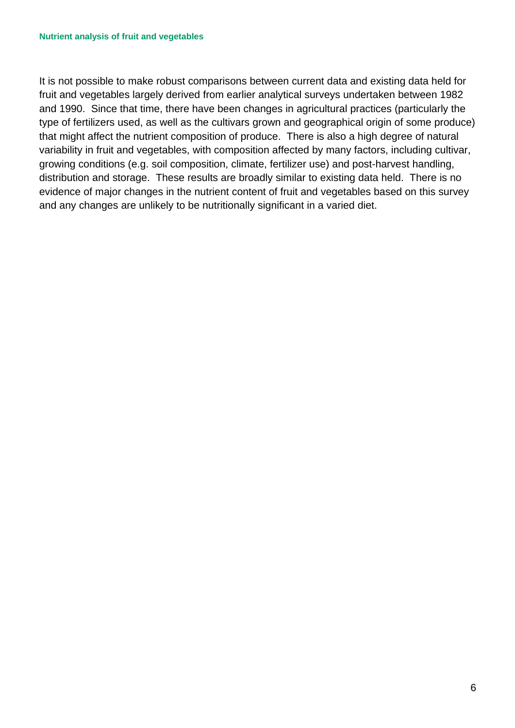It is not possible to make robust comparisons between current data and existing data held for fruit and vegetables largely derived from earlier analytical surveys undertaken between 1982 and 1990. Since that time, there have been changes in agricultural practices (particularly the type of fertilizers used, as well as the cultivars grown and geographical origin of some produce) that might affect the nutrient composition of produce. There is also a high degree of natural variability in fruit and vegetables, with composition affected by many factors, including cultivar, growing conditions (e.g. soil composition, climate, fertilizer use) and post-harvest handling, distribution and storage. These results are broadly similar to existing data held. There is no evidence of major changes in the nutrient content of fruit and vegetables based on this survey and any changes are unlikely to be nutritionally significant in a varied diet.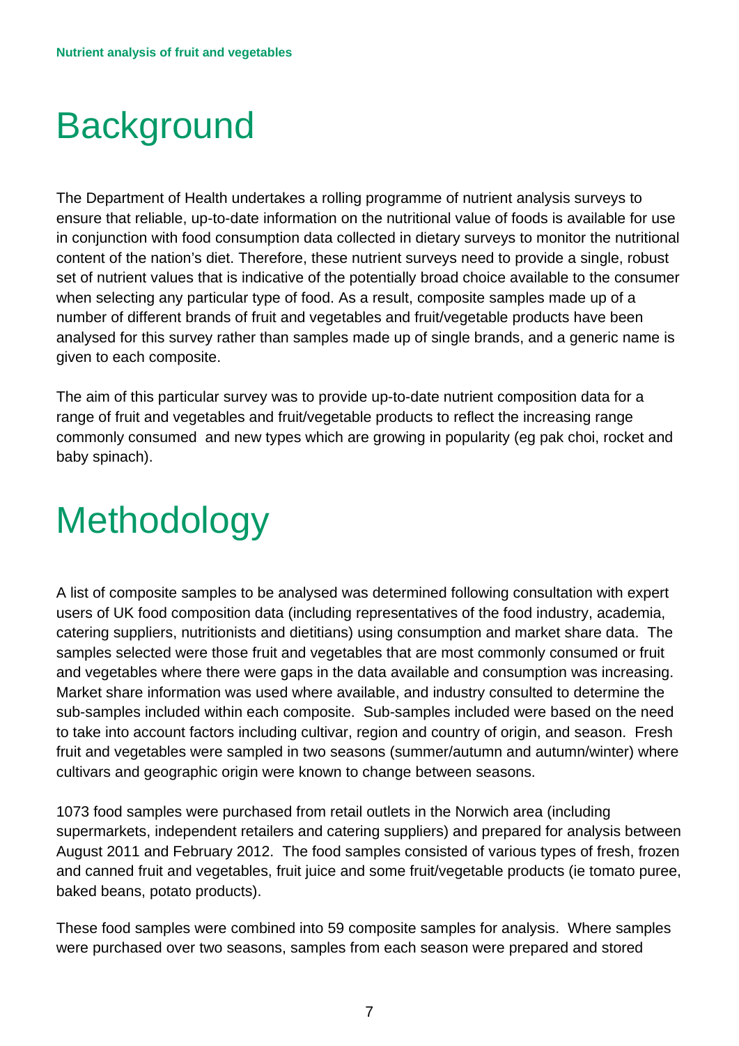# Background

The Department of Health undertakes a rolling programme of nutrient analysis surveys to ensure that reliable, up-to-date information on the nutritional value of foods is available for use in conjunction with food consumption data collected in dietary surveys to monitor the nutritional content of the nation's diet. Therefore, these nutrient surveys need to provide a single, robust set of nutrient values that is indicative of the potentially broad choice available to the consumer when selecting any particular type of food. As a result, composite samples made up of a number of different brands of fruit and vegetables and fruit/vegetable products have been analysed for this survey rather than samples made up of single brands, and a generic name is given to each composite.

The aim of this particular survey was to provide up-to-date nutrient composition data for a range of fruit and vegetables and fruit/vegetable products to reflect the increasing range commonly consumed and new types which are growing in popularity (eg pak choi, rocket and baby spinach).

# Methodology

A list of composite samples to be analysed was determined following consultation with expert users of UK food composition data (including representatives of the food industry, academia, catering suppliers, nutritionists and dietitians) using consumption and market share data. The samples selected were those fruit and vegetables that are most commonly consumed or fruit and vegetables where there were gaps in the data available and consumption was increasing. Market share information was used where available, and industry consulted to determine the sub-samples included within each composite. Sub-samples included were based on the need to take into account factors including cultivar, region and country of origin, and season. Fresh fruit and vegetables were sampled in two seasons (summer/autumn and autumn/winter) where cultivars and geographic origin were known to change between seasons.

1073 food samples were purchased from retail outlets in the Norwich area (including supermarkets, independent retailers and catering suppliers) and prepared for analysis between August 2011 and February 2012. The food samples consisted of various types of fresh, frozen and canned fruit and vegetables, fruit juice and some fruit/vegetable products (ie tomato puree, baked beans, potato products).

These food samples were combined into 59 composite samples for analysis. Where samples were purchased over two seasons, samples from each season were prepared and stored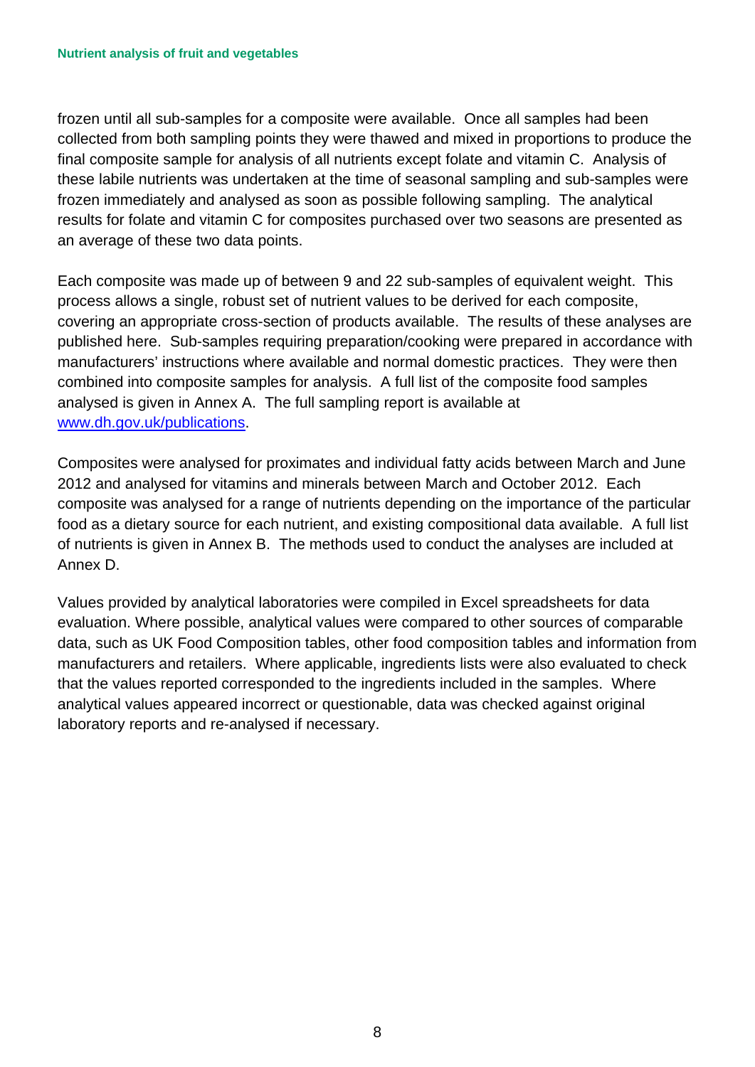frozen until all sub-samples for a composite were available. Once all samples had been collected from both sampling points they were thawed and mixed in proportions to produce the final composite sample for analysis of all nutrients except folate and vitamin C. Analysis of these labile nutrients was undertaken at the time of seasonal sampling and sub-samples were frozen immediately and analysed as soon as possible following sampling. The analytical results for folate and vitamin C for composites purchased over two seasons are presented as an average of these two data points.

Each composite was made up of between 9 and 22 sub-samples of equivalent weight. This process allows a single, robust set of nutrient values to be derived for each composite, covering an appropriate cross-section of products available. The results of these analyses are published here. Sub-samples requiring preparation/cooking were prepared in accordance with manufacturers' instructions where available and normal domestic practices. They were then combined into composite samples for analysis. A full list of the composite food samples analysed is given in Annex A. The full sampling report is available at [www.dh.gov.uk/publications](http://www.dh.gov.uk/publications).

Composites were analysed for proximates and individual fatty acids between March and June 2012 and analysed for vitamins and minerals between March and October 2012. Each composite was analysed for a range of nutrients depending on the importance of the particular food as a dietary source for each nutrient, and existing compositional data available. A full list of nutrients is given in Annex B. The methods used to conduct the analyses are included at Annex D.

Values provided by analytical laboratories were compiled in Excel spreadsheets for data evaluation. Where possible, analytical values were compared to other sources of comparable data, such as UK Food Composition tables, other food composition tables and information from manufacturers and retailers. Where applicable, ingredients lists were also evaluated to check that the values reported corresponded to the ingredients included in the samples. Where analytical values appeared incorrect or questionable, data was checked against original laboratory reports and re-analysed if necessary.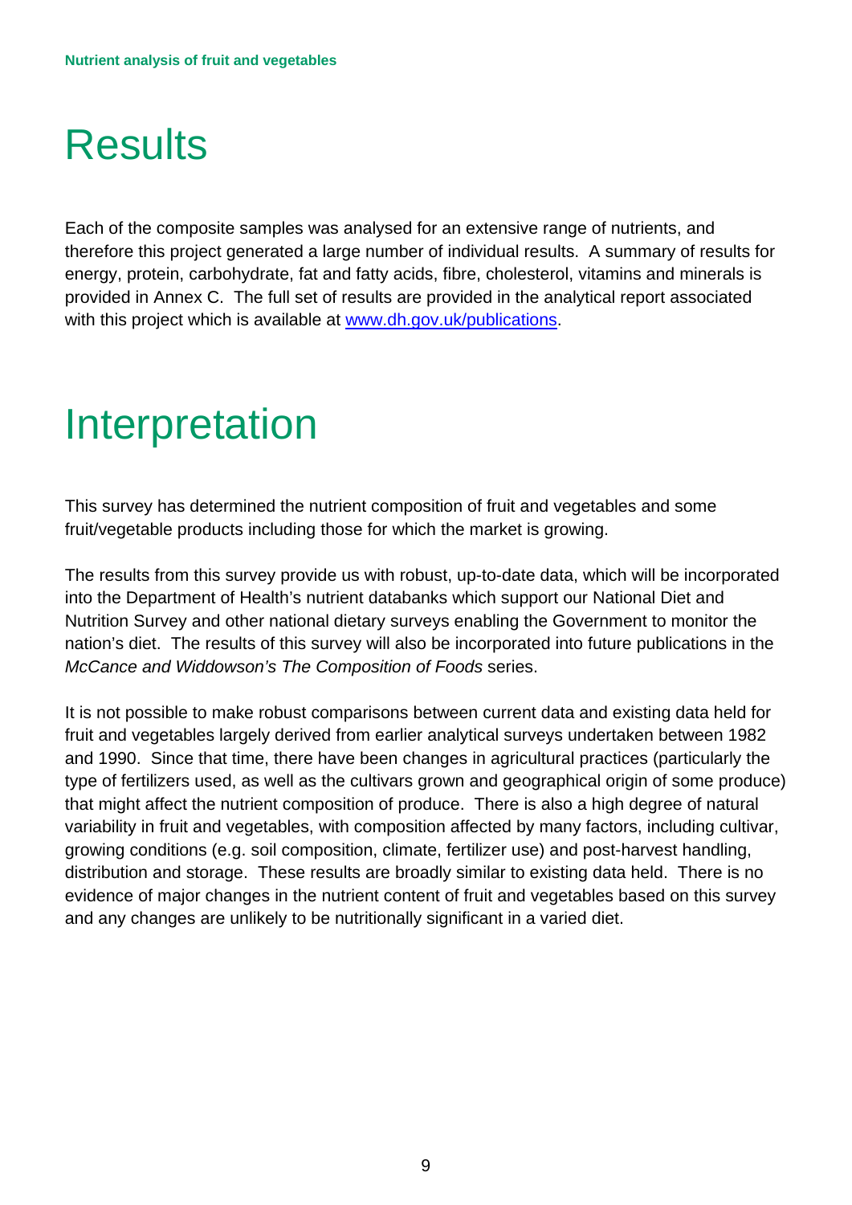# Results

Each of the composite samples was analysed for an extensive range of nutrients, and therefore this project generated a large number of individual results. A summary of results for energy, protein, carbohydrate, fat and fatty acids, fibre, cholesterol, vitamins and minerals is provided in Annex C. The full set of results are provided in the analytical report associated with this project which is available at [www.dh.gov.uk/publications](www.dh.gov.uk/publications).

# Interpretation

This survey has determined the nutrient composition of fruit and vegetables and some fruit/vegetable products including those for which the market is growing.

The results from this survey provide us with robust, up-to-date data, which will be incorporated into the Department of Health's nutrient databanks which support our National Diet and Nutrition Survey and other national dietary surveys enabling the Government to monitor the nation's diet. The results of this survey will also be incorporated into future publications in the *McCance and Widdowson's The Composition of Foods* series.

It is not possible to make robust comparisons between current data and existing data held for fruit and vegetables largely derived from earlier analytical surveys undertaken between 1982 and 1990. Since that time, there have been changes in agricultural practices (particularly the type of fertilizers used, as well as the cultivars grown and geographical origin of some produce) that might affect the nutrient composition of produce. There is also a high degree of natural variability in fruit and vegetables, with composition affected by many factors, including cultivar, growing conditions (e.g. soil composition, climate, fertilizer use) and post-harvest handling, distribution and storage. These results are broadly similar to existing data held. There is no evidence of major changes in the nutrient content of fruit and vegetables based on this survey and any changes are unlikely to be nutritionally significant in a varied diet.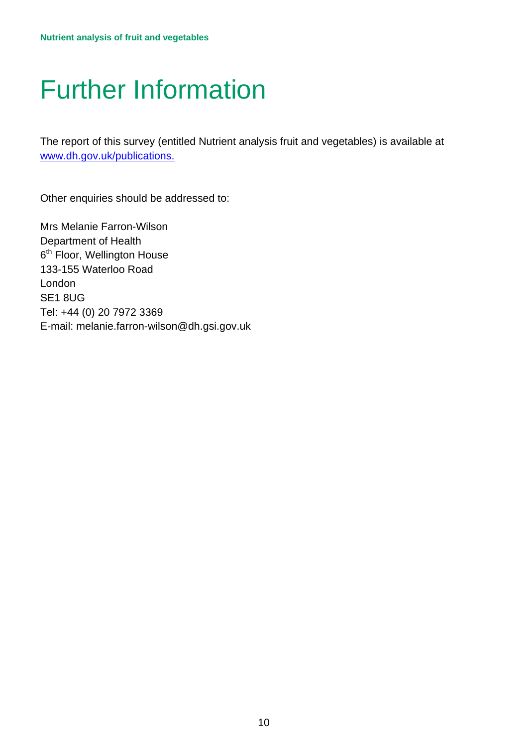# Further Information

The report of this survey (entitled Nutrient analysis fruit and vegetables) is available at [www.dh.gov.uk/publications.](http://www.dh.gov.uk/publications)

Other enquiries should be addressed to:

Mrs Melanie Farron-Wilson
Department of Health
6th Floor, Wellington House
133-155 Waterloo Road
London
SE1 8UG
Tel: +44 (0) 20 7972 3369
E-mail: melanie.farron-wilson@dh.gsi.gov.uk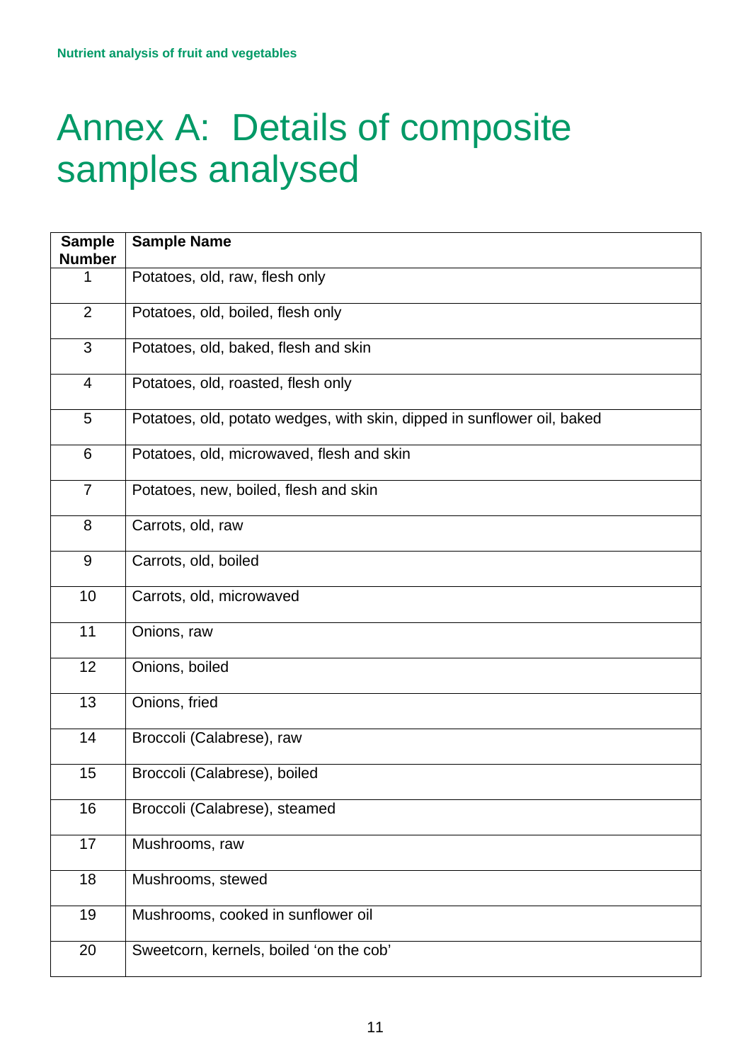# Annex A: Details of composite samples analysed

| Sample Number | Sample Name |
|---|---|
| 1 | Potatoes, old, raw, flesh only |
| 2 | Potatoes, old, boiled, flesh only |
| 3 | Potatoes, old, baked, flesh and skin |
| 4 | Potatoes, old, roasted, flesh only |
| 5 | Potatoes, old, potato wedges, with skin, dipped in sunflower oil, baked |
| 6 | Potatoes, old, microwaved, flesh and skin |
| 7 | Potatoes, new, boiled, flesh and skin |
| 8 | Carrots, old, raw |
| 9 | Carrots, old, boiled |
| 10 | Carrots, old, microwaved |
| 11 | Onions, raw |
| 12 | Onions, boiled |
| 13 | Onions, fried |
| 14 | Broccoli (Calabrese), raw |
| 15 | Broccoli (Calabrese), boiled |
| 16 | Broccoli (Calabrese), steamed |
| 17 | Mushrooms, raw |
| 18 | Mushrooms, stewed |
| 19 | Mushrooms, cooked in sunflower oil |
| 20 | Sweetcorn, kernels, boiled 'on the cob' |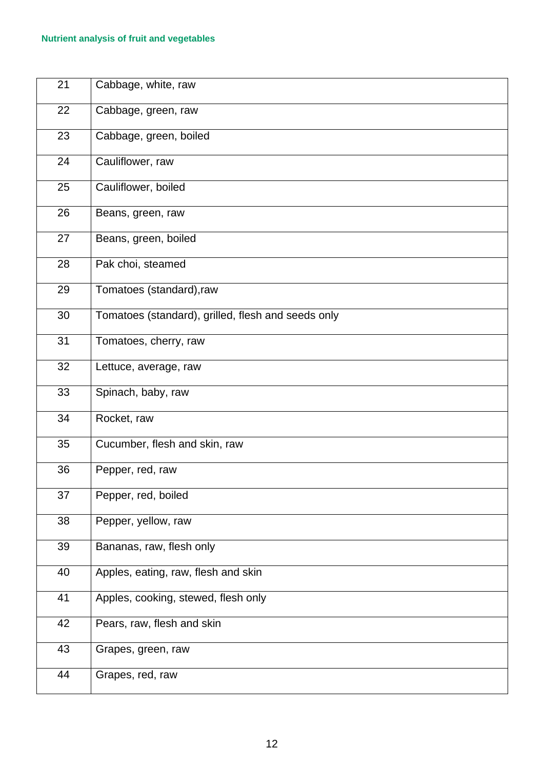| 21 | Cabbage, white, raw |
|---|---|
| 22 | Cabbage, green, raw |
| 23 | Cabbage, green, boiled |
| 24 | Cauliflower, raw |
| 25 | Cauliflower, boiled |
| 26 | Beans, green, raw |
| 27 | Beans, green, boiled |
| 28 | Pak choi, steamed |
| 29 | Tomatoes (standard),raw |
| 30 | Tomatoes (standard), grilled, flesh and seeds only |
| 31 | Tomatoes, cherry, raw |
| 32 | Lettuce, average, raw |
| 33 | Spinach, baby, raw |
| 34 | Rocket, raw |
| 35 | Cucumber, flesh and skin, raw |
| 36 | Pepper, red, raw |
| 37 | Pepper, red, boiled |
| 38 | Pepper, yellow, raw |
| 39 | Bananas, raw, flesh only |
| 40 | Apples, eating, raw, flesh and skin |
| 41 | Apples, cooking, stewed, flesh only |
| 42 | Pears, raw, flesh and skin |
| 43 | Grapes, green, raw |
| 44 | Grapes, red, raw |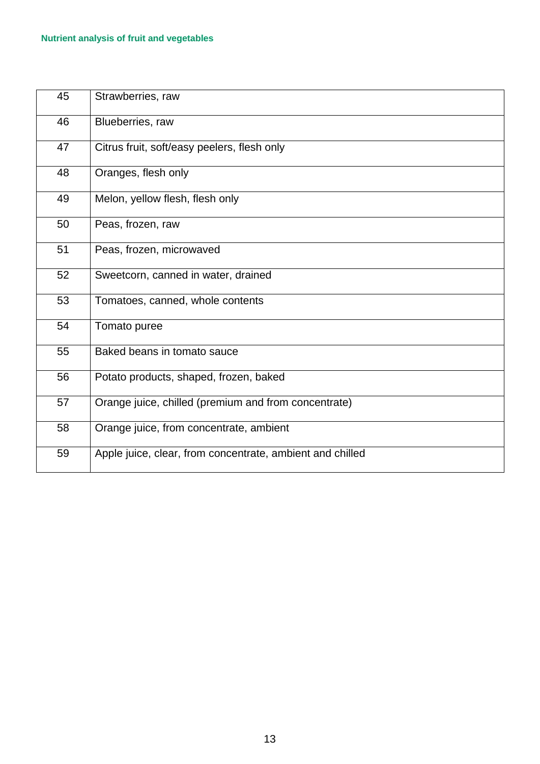| | |
|---|---|
| 45 | Strawberries, raw |
| 46 | Blueberries, raw |
| 47 | Citrus fruit, soft/easy peelers, flesh only |
| 48 | Oranges, flesh only |
| 49 | Melon, yellow flesh, flesh only |
| 50 | Peas, frozen, raw |
| 51 | Peas, frozen, microwaved |
| 52 | Sweetcorn, canned in water, drained |
| 53 | Tomatoes, canned, whole contents |
| 54 | Tomato puree |
| 55 | Baked beans in tomato sauce |
| 56 | Potato products, shaped, frozen, baked |
| 57 | Orange juice, chilled (premium and from concentrate) |
| 58 | Orange juice, from concentrate, ambient |
| 59 | Apple juice, clear, from concentrate, ambient and chilled |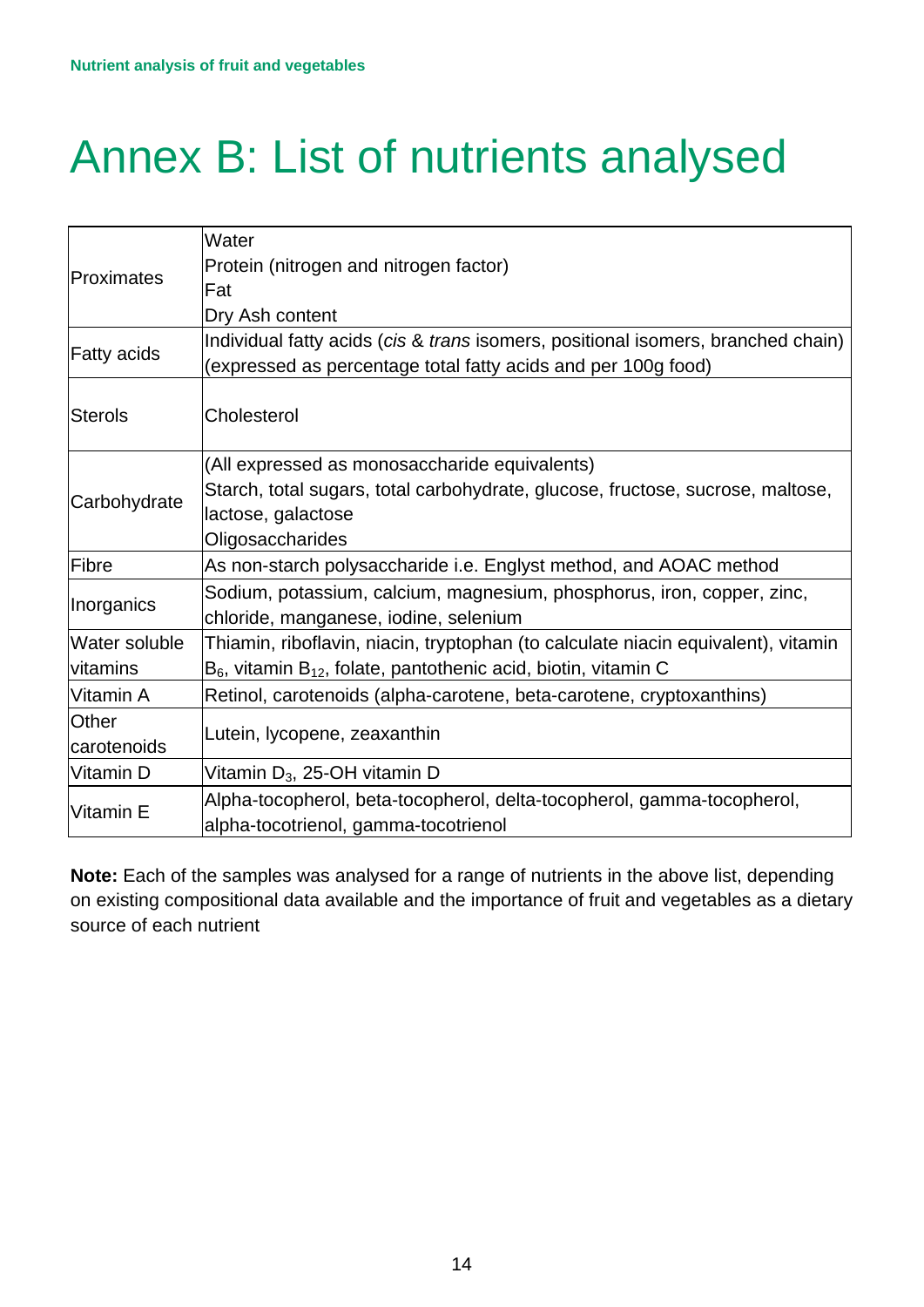# Annex B: List of nutrients analysed

| | |
|---|---|
| Proximates | Water<br>Protein (nitrogen and nitrogen factor)<br>Fat<br>Dry Ash content |
| Fatty acids | Individual fatty acids (*cis* & *trans* isomers, positional isomers, branched chain) (expressed as percentage total fatty acids and per 100g food) |
| Sterols | Cholesterol |
| Carbohydrate | (All expressed as monosaccharide equivalents)<br>Starch, total sugars, total carbohydrate, glucose, fructose, sucrose, maltose, lactose, galactose<br>Oligosaccharides |
| Fibre | As non-starch polysaccharide i.e. Englyst method, and AOAC method |
| Inorganics | Sodium, potassium, calcium, magnesium, phosphorus, iron, copper, zinc, chloride, manganese, iodine, selenium |
| Water soluble vitamins | Thiamin, riboflavin, niacin, tryptophan (to calculate niacin equivalent), vitamin $B_6$, vitamin $B_{12}$, folate, pantothenic acid, biotin, vitamin C |
| Vitamin A | Retinol, carotenoids (alpha-carotene, beta-carotene, cryptoxanthins) |
| Other carotenoids | Lutein, lycopene, zeaxanthin |
| Vitamin D | Vitamin $D_3$, 25-OH vitamin D |
| Vitamin E | Alpha-tocopherol, beta-tocopherol, delta-tocopherol, gamma-tocopherol, alpha-tocotrienol, gamma-tocotrienol |

**Note:** Each of the samples was analysed for a range of nutrients in the above list, depending on existing compositional data available and the importance of fruit and vegetables as a dietary source of each nutrient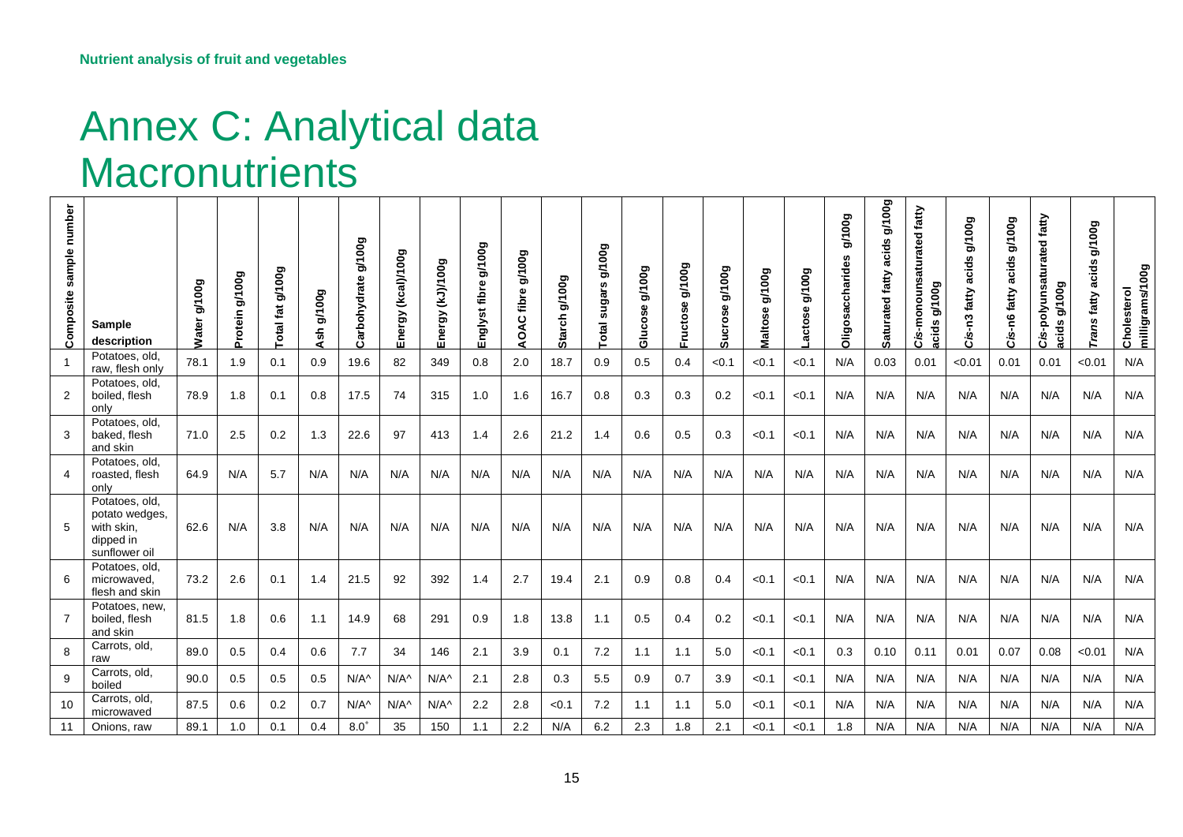# Annex C: Analytical data

# Macronutrients

| Composite sample number | Sample description | Water g/100g | Protein g/100g | Total fat g/100g | Ash g/100g | Carbohydrate g/100g | Energy (kcal)/100g | Energy (kJ)/100g | Englyst fibre g/100g | AOAC fibre g/100g | Starch g/100g | Total sugars g/100g | Glucose g/100g | Fructose g/100g | Sucrose g/100g | Maltose g/100g | Lactose g/100g | Oligosaccharides g/100g | Saturated fatty acids g/100g | *Cis*-monounsaturated fatty acids g/100g | *Cis*-n3 fatty acids g/100g | *Cis*-n6 fatty acids g/100g | *Cis*-polyunsaturated fatty acids g/100g | *Trans* fatty acids g/100g | Cholesterol milligrams/100g |
|---|---|---|---|---|---|---|---|---|---|---|---|---|---|---|---|---|---|---|---|---|---|---|---|---|---|
| 1 | Potatoes, old, raw, flesh only | 78.1 | 1.9 | 0.1 | 0.9 | 19.6 | 82 | 349 | 0.8 | 2.0 | 18.7 | 0.9 | 0.5 | 0.4 | <0.1 | <0.1 | <0.1 | N/A | 0.03 | 0.01 | <0.01 | 0.01 | 0.01 | <0.01 | N/A |
| 2 | Potatoes, old, boiled, flesh only | 78.9 | 1.8 | 0.1 | 0.8 | 17.5 | 74 | 315 | 1.0 | 1.6 | 16.7 | 0.8 | 0.3 | 0.3 | 0.2 | <0.1 | <0.1 | N/A | N/A | N/A | N/A | N/A | N/A | N/A | N/A |
| 3 | Potatoes, old, baked, flesh and skin | 71.0 | 2.5 | 0.2 | 1.3 | 22.6 | 97 | 413 | 1.4 | 2.6 | 21.2 | 1.4 | 0.6 | 0.5 | 0.3 | <0.1 | <0.1 | N/A | N/A | N/A | N/A | N/A | N/A | N/A | N/A |
| 4 | Potatoes, old, roasted, flesh only | 64.9 | N/A | 5.7 | N/A | N/A | N/A | N/A | N/A | N/A | N/A | N/A | N/A | N/A | N/A | N/A | N/A | N/A | N/A | N/A | N/A | N/A | N/A | N/A | N/A |
| 5 | Potatoes, old, potato wedges, with skin, dipped in sunflower oil | 62.6 | N/A | 3.8 | N/A | N/A | N/A | N/A | N/A | N/A | N/A | N/A | N/A | N/A | N/A | N/A | N/A | N/A | N/A | N/A | N/A | N/A | N/A | N/A | N/A |
| 6 | Potatoes, old, microwaved, flesh and skin | 73.2 | 2.6 | 0.1 | 1.4 | 21.5 | 92 | 392 | 1.4 | 2.7 | 19.4 | 2.1 | 0.9 | 0.8 | 0.4 | <0.1 | <0.1 | N/A | N/A | N/A | N/A | N/A | N/A | N/A | N/A |
| 7 | Potatoes, new, boiled, flesh and skin | 81.5 | 1.8 | 0.6 | 1.1 | 14.9 | 68 | 291 | 0.9 | 1.8 | 13.8 | 1.1 | 0.5 | 0.4 | 0.2 | <0.1 | <0.1 | N/A | N/A | N/A | N/A | N/A | N/A | N/A | N/A |
| 8 | Carrots, old, raw | 89.0 | 0.5 | 0.4 | 0.6 | 7.7 | 34 | 146 | 2.1 | 3.9 | 0.1 | 7.2 | 1.1 | 1.1 | 5.0 | <0.1 | <0.1 | 0.3 | 0.10 | 0.11 | 0.01 | 0.07 | 0.08 | <0.01 | N/A |
| 9 | Carrots, old, boiled | 90.0 | 0.5 | 0.5 | 0.5 | N/A^ | N/A^ | N/A^ | 2.1 | 2.8 | 0.3 | 5.5 | 0.9 | 0.7 | 3.9 | <0.1 | <0.1 | N/A | N/A | N/A | N/A | N/A | N/A | N/A | N/A |
| 10 | Carrots, old, microwaved | 87.5 | 0.6 | 0.2 | 0.7 | N/A^ | N/A^ | N/A^ | 2.2 | 2.8 | <0.1 | 7.2 | 1.1 | 1.1 | 5.0 | <0.1 | <0.1 | N/A | N/A | N/A | N/A | N/A | N/A | N/A | N/A |
| 11 | Onions, raw | 89.1 | 1.0 | 0.1 | 0.4 | 8.0[+] | 35 | 150 | 1.1 | 2.2 | N/A | 6.2 | 2.3 | 1.8 | 2.1 | <0.1 | <0.1 | 1.8 | N/A | N/A | N/A | N/A | N/A | N/A | N/A |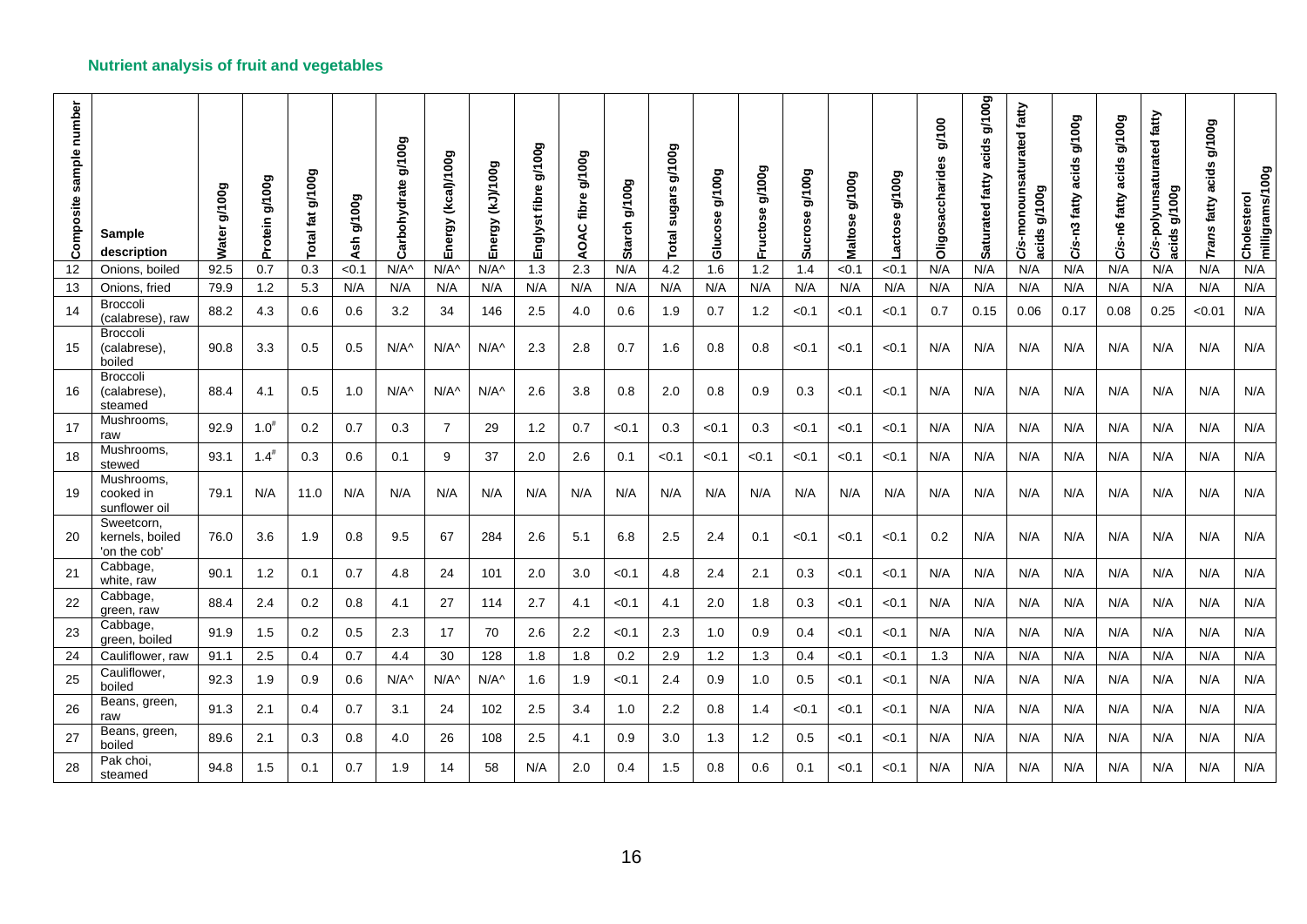## Nutrient analysis of fruit and vegetables

| Composite sample number | Sample description | Water g/100g | Protein g/100g | Total fat g/100g | Ash g/100g | Carbohydrate g/100g | Energy (kcal)/100g | Energy (kJ)/100g | Englyst fibre g/100g | AOAC fibre g/100g | Starch g/100g | Total sugars g/100g | Glucose g/100g | Fructose g/100g | Sucrose g/100g | Maltose g/100g | Lactose g/100g | Oligosaccharides g/100 | Saturated fatty acids g/100g | *Cis*-monounsaturated fatty acids g/100g | *Cis*-n3 fatty acids g/100g | *Cis*-n6 fatty acids g/100g | *Cis*-polyunsaturated fatty acids g/100g | *Trans* fatty acids g/100g | Cholesterol milligrams/100g |
|---|---|---|---|---|---|---|---|---|---|---|---|---|---|---|---|---|---|---|---|---|---|---|---|---|---|
| 12 | Onions, boiled | 92.5 | 0.7 | 0.3 | <0.1 | N/A^ | N/A^ | N/A^ | 1.3 | 2.3 | N/A | 4.2 | 1.6 | 1.2 | 1.4 | <0.1 | <0.1 | N/A | N/A | N/A | N/A | N/A | N/A | N/A | N/A |
| 13 | Onions, fried | 79.9 | 1.2 | 5.3 | N/A | N/A | N/A | N/A | N/A | N/A | N/A | N/A | N/A | N/A | N/A | N/A | N/A | N/A | N/A | N/A | N/A | N/A | N/A | N/A | N/A |
| 14 | Broccoli (calabrese), raw | 88.2 | 4.3 | 0.6 | 0.6 | 3.2 | 34 | 146 | 2.5 | 4.0 | 0.6 | 1.9 | 0.7 | 1.2 | <0.1 | <0.1 | <0.1 | 0.7 | 0.15 | 0.06 | 0.17 | 0.08 | 0.25 | <0.01 | N/A |
| 15 | Broccoli (calabrese), boiled | 90.8 | 3.3 | 0.5 | 0.5 | N/A^ | N/A^ | N/A^ | 2.3 | 2.8 | 0.7 | 1.6 | 0.8 | 0.8 | <0.1 | <0.1 | <0.1 | N/A | N/A | N/A | N/A | N/A | N/A | N/A | N/A |
| 16 | Broccoli (calabrese), steamed | 88.4 | 4.1 | 0.5 | 1.0 | N/A^ | N/A^ | N/A^ | 2.6 | 3.8 | 0.8 | 2.0 | 0.8 | 0.9 | 0.3 | <0.1 | <0.1 | N/A | N/A | N/A | N/A | N/A | N/A | N/A | N/A |
| 17 | Mushrooms, raw | 92.9 | 1.0# | 0.2 | 0.7 | 0.3 | 7 | 29 | 1.2 | 0.7 | <0.1 | 0.3 | <0.1 | 0.3 | <0.1 | <0.1 | <0.1 | N/A | N/A | N/A | N/A | N/A | N/A | N/A | N/A |
| 18 | Mushrooms, stewed | 93.1 | 1.4# | 0.3 | 0.6 | 0.1 | 9 | 37 | 2.0 | 2.6 | 0.1 | <0.1 | <0.1 | <0.1 | <0.1 | <0.1 | <0.1 | N/A | N/A | N/A | N/A | N/A | N/A | N/A | N/A |
| 19 | Mushrooms, cooked in sunflower oil | 79.1 | N/A | 11.0 | N/A | N/A | N/A | N/A | N/A | N/A | N/A | N/A | N/A | N/A | N/A | N/A | N/A | N/A | N/A | N/A | N/A | N/A | N/A | N/A | N/A |
| 20 | Sweetcorn, kernels, boiled 'on the cob' | 76.0 | 3.6 | 1.9 | 0.8 | 9.5 | 67 | 284 | 2.6 | 5.1 | 6.8 | 2.5 | 2.4 | 0.1 | <0.1 | <0.1 | <0.1 | 0.2 | N/A | N/A | N/A | N/A | N/A | N/A | N/A |
| 21 | Cabbage, white, raw | 90.1 | 1.2 | 0.1 | 0.7 | 4.8 | 24 | 101 | 2.0 | 3.0 | <0.1 | 4.8 | 2.4 | 2.1 | 0.3 | <0.1 | <0.1 | N/A | N/A | N/A | N/A | N/A | N/A | N/A | N/A |
| 22 | Cabbage, green, raw | 88.4 | 2.4 | 0.2 | 0.8 | 4.1 | 27 | 114 | 2.7 | 4.1 | <0.1 | 4.1 | 2.0 | 1.8 | 0.3 | <0.1 | <0.1 | N/A | N/A | N/A | N/A | N/A | N/A | N/A | N/A |
| 23 | Cabbage, green, boiled | 91.9 | 1.5 | 0.2 | 0.5 | 2.3 | 17 | 70 | 2.6 | 2.2 | <0.1 | 2.3 | 1.0 | 0.9 | 0.4 | <0.1 | <0.1 | N/A | N/A | N/A | N/A | N/A | N/A | N/A | N/A |
| 24 | Cauliflower, raw | 91.1 | 2.5 | 0.4 | 0.7 | 4.4 | 30 | 128 | 1.8 | 1.8 | 0.2 | 2.9 | 1.2 | 1.3 | 0.4 | <0.1 | <0.1 | 1.3 | N/A | N/A | N/A | N/A | N/A | N/A | N/A |
| 25 | Cauliflower, boiled | 92.3 | 1.9 | 0.9 | 0.6 | N/A^ | N/A^ | N/A^ | 1.6 | 1.9 | <0.1 | 2.4 | 0.9 | 1.0 | 0.5 | <0.1 | <0.1 | N/A | N/A | N/A | N/A | N/A | N/A | N/A | N/A |
| 26 | Beans, green, raw | 91.3 | 2.1 | 0.4 | 0.7 | 3.1 | 24 | 102 | 2.5 | 3.4 | 1.0 | 2.2 | 0.8 | 1.4 | <0.1 | <0.1 | <0.1 | N/A | N/A | N/A | N/A | N/A | N/A | N/A | N/A |
| 27 | Beans, green, boiled | 89.6 | 2.1 | 0.3 | 0.8 | 4.0 | 26 | 108 | 2.5 | 4.1 | 0.9 | 3.0 | 1.3 | 1.2 | 0.5 | <0.1 | <0.1 | N/A | N/A | N/A | N/A | N/A | N/A | N/A | N/A |
| 28 | Pak choi, steamed | 94.8 | 1.5 | 0.1 | 0.7 | 1.9 | 14 | 58 | N/A | 2.0 | 0.4 | 1.5 | 0.8 | 0.6 | 0.1 | <0.1 | <0.1 | N/A | N/A | N/A | N/A | N/A | N/A | N/A | N/A |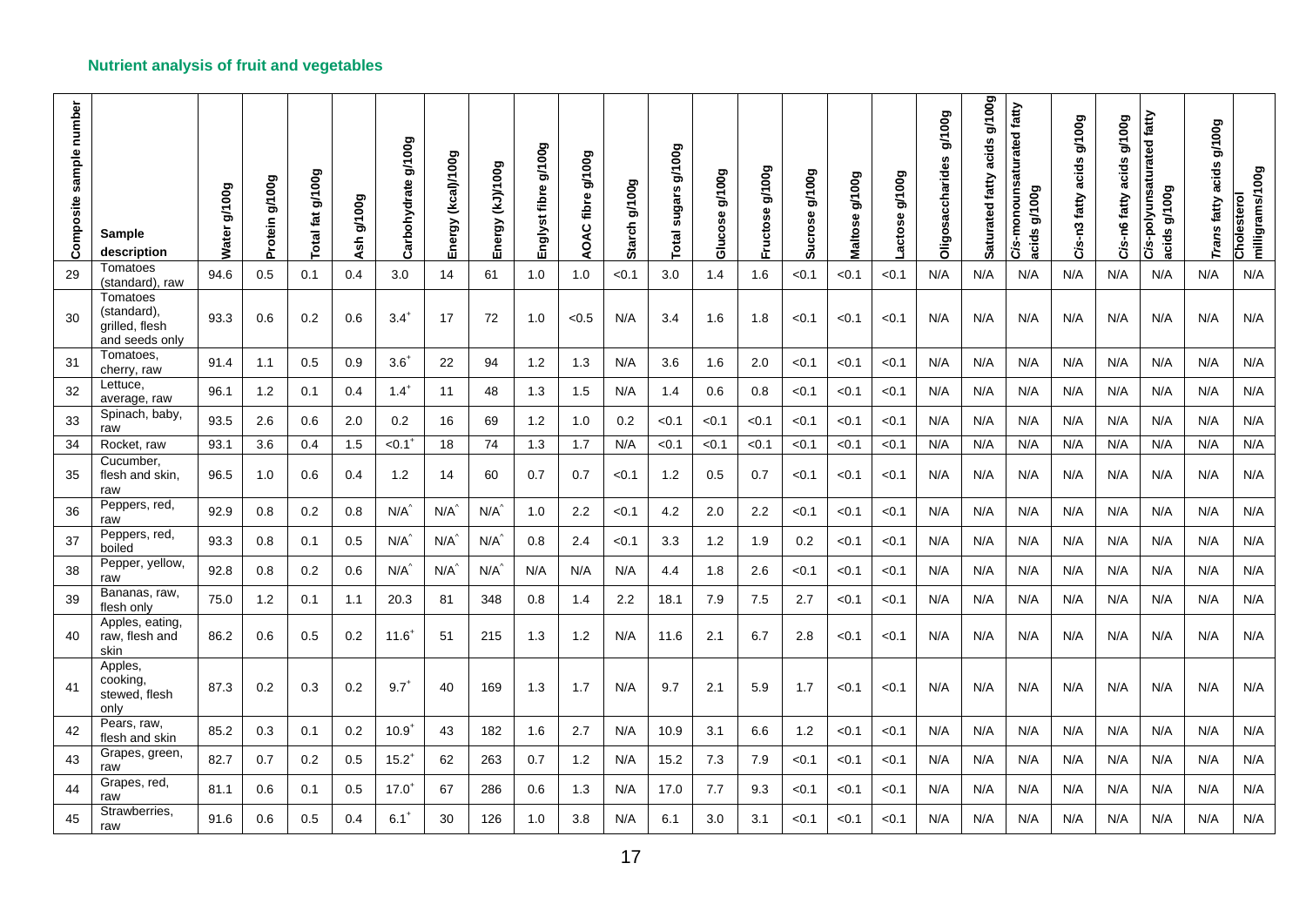## Nutrient analysis of fruit and vegetables

| Composite sample number | Sample description | Water g/100g | Protein g/100g | Total fat g/100g | Ash g/100g | Carbohydrate g/100g | Energy (kcal)/100g | Energy (kJ)/100g | Englyst fibre g/100g | AOAC fibre g/100g | Starch g/100g | Total sugars g/100g | Glucose g/100g | Fructose g/100g | Sucrose g/100g | Maltose g/100g | Lactose g/100g | Oligosaccharides g/100g | Saturated fatty acids g/100g | *Cis*-monounsaturated fatty acids g/100g | *Cis*-n3 fatty acids g/100g | *Cis*-n6 fatty acids g/100g | *Cis*-polyunsaturated fatty acids g/100g | *Trans* fatty acids g/100g | Cholesterol milligrams/100g |
|---|---|---|---|---|---|---|---|---|---|---|---|---|---|---|---|---|---|---|---|---|---|---|---|---|---|
| 29 | Tomatoes (standard), raw | 94.6 | 0.5 | 0.1 | 0.4 | 3.0 | 14 | 61 | 1.0 | 1.0 | <0.1 | 3.0 | 1.4 | 1.6 | <0.1 | <0.1 | <0.1 | N/A | N/A | N/A | N/A | N/A | N/A | N/A | N/A |
| 30 | Tomatoes (standard), grilled, flesh and seeds only | 93.3 | 0.6 | 0.2 | 0.6 | 3.4[+] | 17 | 72 | 1.0 | <0.5 | N/A | 3.4 | 1.6 | 1.8 | <0.1 | <0.1 | <0.1 | N/A | N/A | N/A | N/A | N/A | N/A | N/A | N/A |
| 31 | Tomatoes, cherry, raw | 91.4 | 1.1 | 0.5 | 0.9 | 3.6[+] | 22 | 94 | 1.2 | 1.3 | N/A | 3.6 | 1.6 | 2.0 | <0.1 | <0.1 | <0.1 | N/A | N/A | N/A | N/A | N/A | N/A | N/A | N/A |
| 32 | Lettuce, average, raw | 96.1 | 1.2 | 0.1 | 0.4 | 1.4[+] | 11 | 48 | 1.3 | 1.5 | N/A | 1.4 | 0.6 | 0.8 | <0.1 | <0.1 | <0.1 | N/A | N/A | N/A | N/A | N/A | N/A | N/A | N/A |
| 33 | Spinach, baby, raw | 93.5 | 2.6 | 0.6 | 2.0 | 0.2 | 16 | 69 | 1.2 | 1.0 | 0.2 | <0.1 | <0.1 | <0.1 | <0.1 | <0.1 | <0.1 | N/A | N/A | N/A | N/A | N/A | N/A | N/A | N/A |
| 34 | Rocket, raw | 93.1 | 3.6 | 0.4 | 1.5 | <0.1[+] | 18 | 74 | 1.3 | 1.7 | N/A | <0.1 | <0.1 | <0.1 | <0.1 | <0.1 | <0.1 | N/A | N/A | N/A | N/A | N/A | N/A | N/A | N/A |
| 35 | Cucumber, flesh and skin, raw | 96.5 | 1.0 | 0.6 | 0.4 | 1.2 | 14 | 60 | 0.7 | 0.7 | <0.1 | 1.2 | 0.5 | 0.7 | <0.1 | <0.1 | <0.1 | N/A | N/A | N/A | N/A | N/A | N/A | N/A | N/A |
| 36 | Peppers, red, raw | 92.9 | 0.8 | 0.2 | 0.8 | N/A[^] | N/A[^] | N/A[^] | 1.0 | 2.2 | <0.1 | 4.2 | 2.0 | 2.2 | <0.1 | <0.1 | <0.1 | N/A | N/A | N/A | N/A | N/A | N/A | N/A | N/A |
| 37 | Peppers, red, boiled | 93.3 | 0.8 | 0.1 | 0.5 | N/A[^] | N/A[^] | N/A[^] | 0.8 | 2.4 | <0.1 | 3.3 | 1.2 | 1.9 | 0.2 | <0.1 | <0.1 | N/A | N/A | N/A | N/A | N/A | N/A | N/A | N/A |
| 38 | Pepper, yellow, raw | 92.8 | 0.8 | 0.2 | 0.6 | N/A[^] | N/A[^] | N/A[^] | N/A | N/A | N/A | 4.4 | 1.8 | 2.6 | <0.1 | <0.1 | <0.1 | N/A | N/A | N/A | N/A | N/A | N/A | N/A | N/A |
| 39 | Bananas, raw, flesh only | 75.0 | 1.2 | 0.1 | 1.1 | 20.3 | 81 | 348 | 0.8 | 1.4 | 2.2 | 18.1 | 7.9 | 7.5 | 2.7 | <0.1 | <0.1 | N/A | N/A | N/A | N/A | N/A | N/A | N/A | N/A |
| 40 | Apples, eating, raw, flesh and skin | 86.2 | 0.6 | 0.5 | 0.2 | 11.6[+] | 51 | 215 | 1.3 | 1.2 | N/A | 11.6 | 2.1 | 6.7 | 2.8 | <0.1 | <0.1 | N/A | N/A | N/A | N/A | N/A | N/A | N/A | N/A |
| 41 | Apples, cooking, stewed, flesh only | 87.3 | 0.2 | 0.3 | 0.2 | 9.7[+] | 40 | 169 | 1.3 | 1.7 | N/A | 9.7 | 2.1 | 5.9 | 1.7 | <0.1 | <0.1 | N/A | N/A | N/A | N/A | N/A | N/A | N/A | N/A |
| 42 | Pears, raw, flesh and skin | 85.2 | 0.3 | 0.1 | 0.2 | 10.9[+] | 43 | 182 | 1.6 | 2.7 | N/A | 10.9 | 3.1 | 6.6 | 1.2 | <0.1 | <0.1 | N/A | N/A | N/A | N/A | N/A | N/A | N/A | N/A |
| 43 | Grapes, green, raw | 82.7 | 0.7 | 0.2 | 0.5 | 15.2[+] | 62 | 263 | 0.7 | 1.2 | N/A | 15.2 | 7.3 | 7.9 | <0.1 | <0.1 | <0.1 | N/A | N/A | N/A | N/A | N/A | N/A | N/A | N/A |
| 44 | Grapes, red, raw | 81.1 | 0.6 | 0.1 | 0.5 | 17.0[+] | 67 | 286 | 0.6 | 1.3 | N/A | 17.0 | 7.7 | 9.3 | <0.1 | <0.1 | <0.1 | N/A | N/A | N/A | N/A | N/A | N/A | N/A | N/A |
| 45 | Strawberries, raw | 91.6 | 0.6 | 0.5 | 0.4 | 6.1[+] | 30 | 126 | 1.0 | 3.8 | N/A | 6.1 | 3.0 | 3.1 | <0.1 | <0.1 | <0.1 | N/A | N/A | N/A | N/A | N/A | N/A | N/A | N/A |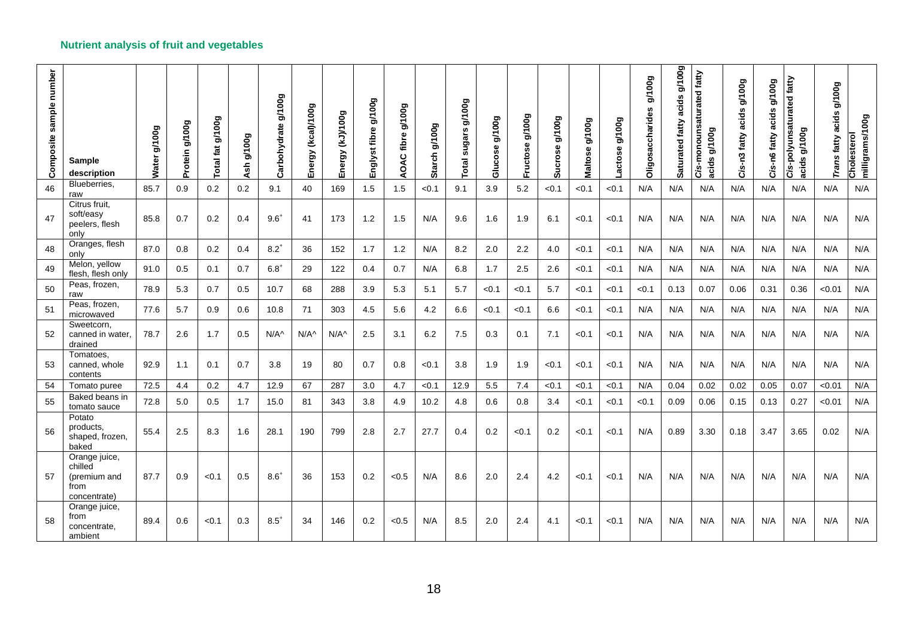## Nutrient analysis of fruit and vegetables

| Composite sample number | Sample description | Water g/100g | Protein g/100g | Total fat g/100g | Ash g/100g | Carbohydrate g/100g | Energy (kcal)/100g | Energy (kJ)/100g | Englyst fibre g/100g | AOAC fibre g/100g | Starch g/100g | Total sugars g/100g | Glucose g/100g | Fructose g/100g | Sucrose g/100g | Maltose g/100g | Lactose g/100g | Oligosaccharides g/100g | Saturated fatty acids g/100g | *Cis*-monounsaturated fatty acids g/100g | *Cis*-n3 fatty acids g/100g | *Cis*-n6 fatty acids g/100g | *Cis*-polyunsaturated fatty acids g/100g | *Trans* fatty acids g/100g | Cholesterol milligrams/100g |
|---|---|---|---|---|---|---|---|---|---|---|---|---|---|---|---|---|---|---|---|---|---|---|---|---|---|
| 46 | Blueberries, raw | 85.7 | 0.9 | 0.2 | 0.2 | 9.1 | 40 | 169 | 1.5 | 1.5 | <0.1 | 9.1 | 3.9 | 5.2 | <0.1 | <0.1 | <0.1 | N/A | N/A | N/A | N/A | N/A | N/A | N/A | N/A |
| 47 | Citrus fruit, soft/easy peelers, flesh only | 85.8 | 0.7 | 0.2 | 0.4 | 9.6[+] | 41 | 173 | 1.2 | 1.5 | N/A | 9.6 | 1.6 | 1.9 | 6.1 | <0.1 | <0.1 | N/A | N/A | N/A | N/A | N/A | N/A | N/A | N/A |
| 48 | Oranges, flesh only | 87.0 | 0.8 | 0.2 | 0.4 | 8.2[+] | 36 | 152 | 1.7 | 1.2 | N/A | 8.2 | 2.0 | 2.2 | 4.0 | <0.1 | <0.1 | N/A | N/A | N/A | N/A | N/A | N/A | N/A | N/A |
| 49 | Melon, yellow flesh, flesh only | 91.0 | 0.5 | 0.1 | 0.7 | 6.8[+] | 29 | 122 | 0.4 | 0.7 | N/A | 6.8 | 1.7 | 2.5 | 2.6 | <0.1 | <0.1 | N/A | N/A | N/A | N/A | N/A | N/A | N/A | N/A |
| 50 | Peas, frozen, raw | 78.9 | 5.3 | 0.7 | 0.5 | 10.7 | 68 | 288 | 3.9 | 5.3 | 5.1 | 5.7 | <0.1 | <0.1 | 5.7 | <0.1 | <0.1 | <0.1 | 0.13 | 0.07 | 0.06 | 0.31 | 0.36 | <0.01 | N/A |
| 51 | Peas, frozen, microwaved | 77.6 | 5.7 | 0.9 | 0.6 | 10.8 | 71 | 303 | 4.5 | 5.6 | 4.2 | 6.6 | <0.1 | <0.1 | 6.6 | <0.1 | <0.1 | N/A | N/A | N/A | N/A | N/A | N/A | N/A | N/A |
| 52 | Sweetcorn, canned in water, drained | 78.7 | 2.6 | 1.7 | 0.5 | N/A^ | N/A^ | N/A^ | 2.5 | 3.1 | 6.2 | 7.5 | 0.3 | 0.1 | 7.1 | <0.1 | <0.1 | N/A | N/A | N/A | N/A | N/A | N/A | N/A | N/A |
| 53 | Tomatoes, canned, whole contents | 92.9 | 1.1 | 0.1 | 0.7 | 3.8 | 19 | 80 | 0.7 | 0.8 | <0.1 | 3.8 | 1.9 | 1.9 | <0.1 | <0.1 | <0.1 | N/A | N/A | N/A | N/A | N/A | N/A | N/A | N/A |
| 54 | Tomato puree | 72.5 | 4.4 | 0.2 | 4.7 | 12.9 | 67 | 287 | 3.0 | 4.7 | <0.1 | 12.9 | 5.5 | 7.4 | <0.1 | <0.1 | <0.1 | N/A | 0.04 | 0.02 | 0.02 | 0.05 | 0.07 | <0.01 | N/A |
| 55 | Baked beans in tomato sauce | 72.8 | 5.0 | 0.5 | 1.7 | 15.0 | 81 | 343 | 3.8 | 4.9 | 10.2 | 4.8 | 0.6 | 0.8 | 3.4 | <0.1 | <0.1 | <0.1 | 0.09 | 0.06 | 0.15 | 0.13 | 0.27 | <0.01 | N/A |
| 56 | Potato products, shaped, frozen, baked | 55.4 | 2.5 | 8.3 | 1.6 | 28.1 | 190 | 799 | 2.8 | 2.7 | 27.7 | 0.4 | 0.2 | <0.1 | 0.2 | <0.1 | <0.1 | N/A | 0.89 | 3.30 | 0.18 | 3.47 | 3.65 | 0.02 | N/A |
| 57 | Orange juice, chilled (premium and from concentrate) | 87.7 | 0.9 | <0.1 | 0.5 | 8.6[+] | 36 | 153 | 0.2 | <0.5 | N/A | 8.6 | 2.0 | 2.4 | 4.2 | <0.1 | <0.1 | N/A | N/A | N/A | N/A | N/A | N/A | N/A | N/A |
| 58 | Orange juice, from concentrate, ambient | 89.4 | 0.6 | <0.1 | 0.3 | 8.5[+] | 34 | 146 | 0.2 | <0.5 | N/A | 8.5 | 2.0 | 2.4 | 4.1 | <0.1 | <0.1 | N/A | N/A | N/A | N/A | N/A | N/A | N/A | N/A |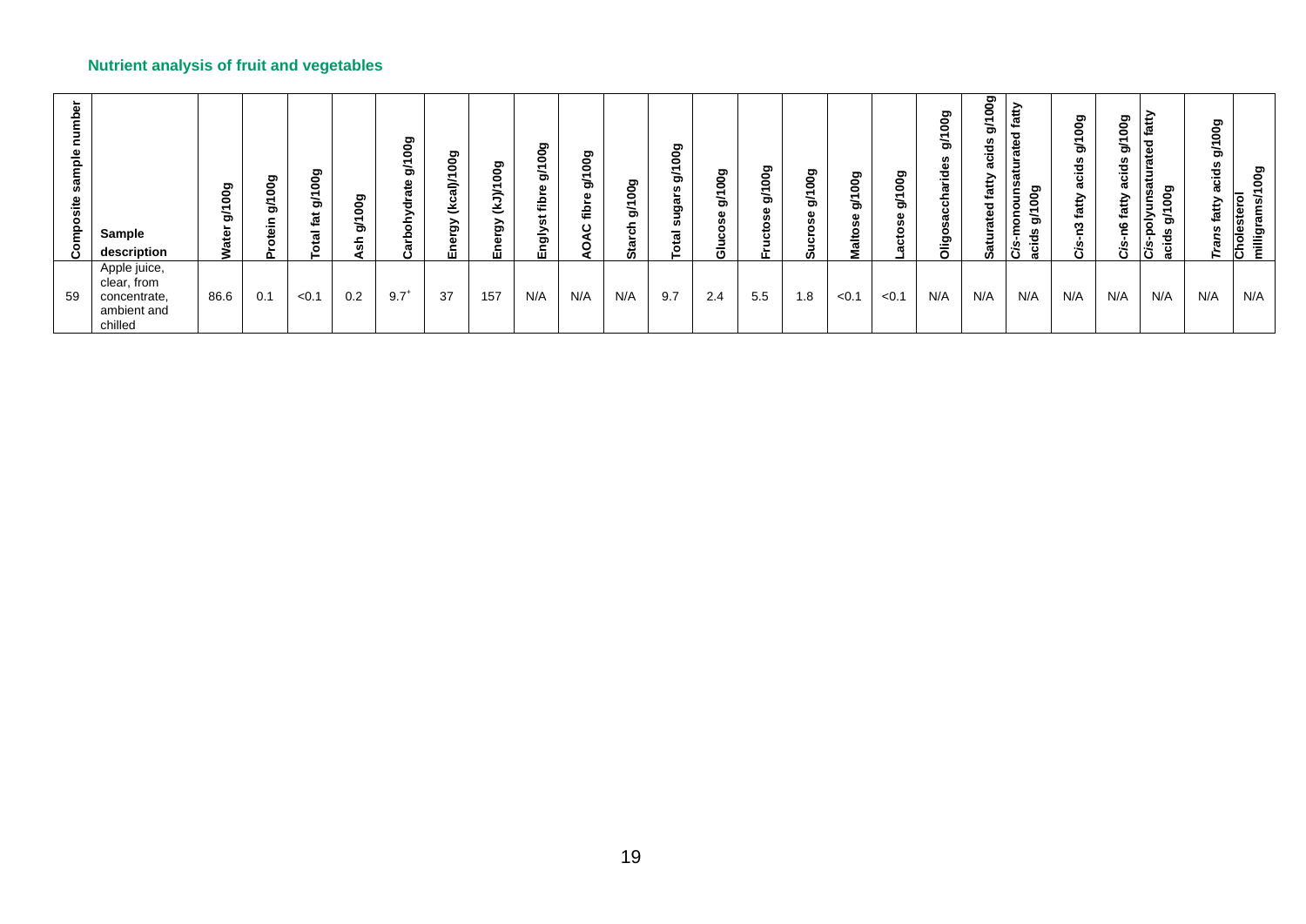## Nutrient analysis of fruit and vegetables

| Composite sample number | Sample description | Water g/100g | Protein g/100g | Total fat g/100g | Ash g/100g | Carbohydrate g/100g | Energy (kcal)/100g | Energy (kJ)/100g | Englyst fibre g/100g | AOAC fibre g/100g | Starch g/100g | Total sugars g/100g | Glucose g/100g | Fructose g/100g | Sucrose g/100g | Maltose g/100g | Lactose g/100g | Oligosaccharides g/100g | Saturated fatty acids g/100g | *Cis*-monounsaturated fatty acids g/100g | *Cis*-n3 fatty acids g/100g | *Cis*-n6 fatty acids g/100g | *Cis*-polyunsaturated fatty acids g/100g | *Trans* fatty acids g/100g | Cholesterol milligrams/100g |
|---|---|---|---|---|---|---|---|---|---|---|---|---|---|---|---|---|---|---|---|---|---|---|---|---|---|
| 59 | Apple juice, clear, from concentrate, ambient and chilled | 86.6 | 0.1 | <0.1 | 0.2 | 9.7[+] | 37 | 157 | N/A | N/A | N/A | 9.7 | 2.4 | 5.5 | 1.8 | <0.1 | <0.1 | N/A | N/A | N/A | N/A | N/A | N/A | N/A | N/A |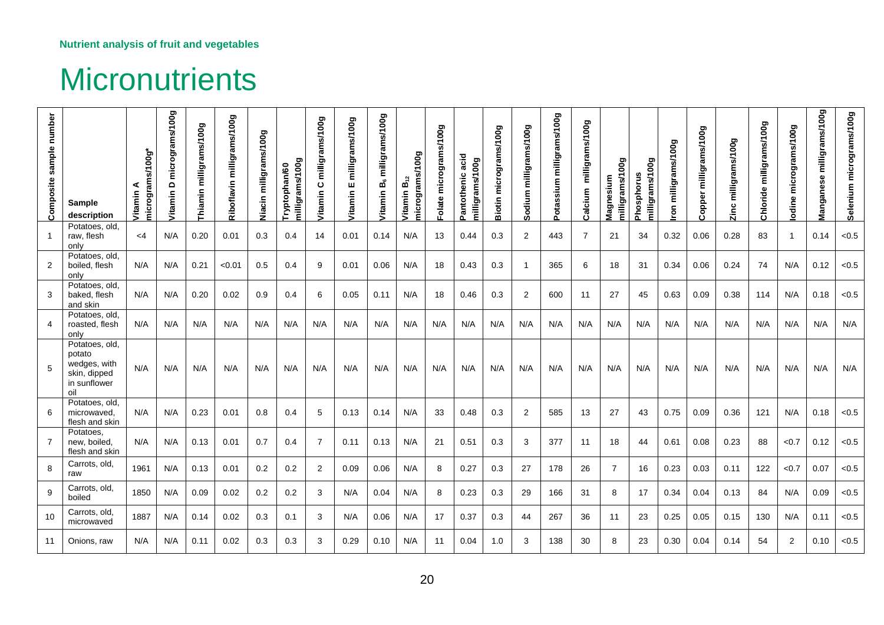Nutrient analysis of fruit and vegetables

# Micronutrients

| Composite sample number | Sample description | Vitamin A micrograms/100g* | Vitamin D micrograms/100g | Thiamin milligrams/100g | Riboflavin milligrams/100g | Niacin milligrams/100g | Tryptophan/60 milligrams/100g | Vitamin C milligrams/100g | Vitamin E milligrams/100g | Vitamin $B_6$ milligrams/100g | Vitamin $B_{12}$ micrograms/100g | Folate micrograms/100g | Pantothenic acid milligrams/100g | Biotin micrograms/100g | Sodium milligrams/100g | Potassium milligrams/100g | Calcium milligrams/100g | Magnesium milligrams/100g | Phosphorus milligrams/100g | Iron milligrams/100g | Copper milligrams/100g | Zinc milligrams/100g | Chloride milligrams/100g | Iodine micrograms/100g | Manganese milligrams/100g | Selenium micrograms/100g |
|---|---|---|---|---|---|---|---|---|---|---|---|---|---|---|---|---|---|---|---|---|---|---|---|---|---|---|
| 1 | Potatoes, old, raw, flesh only | <4 | N/A | 0.20 | 0.01 | 0.3 | 0.4 | 14 | 0.01 | 0.14 | N/A | 13 | 0.44 | 0.3 | 2 | 443 | 7 | 21 | 34 | 0.32 | 0.06 | 0.28 | 83 | 1 | 0.14 | <0.5 |
| 2 | Potatoes, old, boiled, flesh only | N/A | N/A | 0.21 | <0.01 | 0.5 | 0.4 | 9 | 0.01 | 0.06 | N/A | 18 | 0.43 | 0.3 | 1 | 365 | 6 | 18 | 31 | 0.34 | 0.06 | 0.24 | 74 | N/A | 0.12 | <0.5 |
| 3 | Potatoes, old, baked, flesh and skin | N/A | N/A | 0.20 | 0.02 | 0.9 | 0.4 | 6 | 0.05 | 0.11 | N/A | 18 | 0.46 | 0.3 | 2 | 600 | 11 | 27 | 45 | 0.63 | 0.09 | 0.38 | 114 | N/A | 0.18 | <0.5 |
| 4 | Potatoes, old, roasted, flesh only | N/A | N/A | N/A | N/A | N/A | N/A | N/A | N/A | N/A | N/A | N/A | N/A | N/A | N/A | N/A | N/A | N/A | N/A | N/A | N/A | N/A | N/A | N/A | N/A | N/A |
| 5 | Potatoes, old, potato wedges, with skin, dipped in sunflower oil | N/A | N/A | N/A | N/A | N/A | N/A | N/A | N/A | N/A | N/A | N/A | N/A | N/A | N/A | N/A | N/A | N/A | N/A | N/A | N/A | N/A | N/A | N/A | N/A | N/A |
| 6 | Potatoes, old, microwaved, flesh and skin | N/A | N/A | 0.23 | 0.01 | 0.8 | 0.4 | 5 | 0.13 | 0.14 | N/A | 33 | 0.48 | 0.3 | 2 | 585 | 13 | 27 | 43 | 0.75 | 0.09 | 0.36 | 121 | N/A | 0.18 | <0.5 |
| 7 | Potatoes, new, boiled, flesh and skin | N/A | N/A | 0.13 | 0.01 | 0.7 | 0.4 | 7 | 0.11 | 0.13 | N/A | 21 | 0.51 | 0.3 | 3 | 377 | 11 | 18 | 44 | 0.61 | 0.08 | 0.23 | 88 | <0.7 | 0.12 | <0.5 |
| 8 | Carrots, old, raw | 1961 | N/A | 0.13 | 0.01 | 0.2 | 0.2 | 2 | 0.09 | 0.06 | N/A | 8 | 0.27 | 0.3 | 27 | 178 | 26 | 7 | 16 | 0.23 | 0.03 | 0.11 | 122 | <0.7 | 0.07 | <0.5 |
| 9 | Carrots, old, boiled | 1850 | N/A | 0.09 | 0.02 | 0.2 | 0.2 | 3 | N/A | 0.04 | N/A | 8 | 0.23 | 0.3 | 29 | 166 | 31 | 8 | 17 | 0.34 | 0.04 | 0.13 | 84 | N/A | 0.09 | <0.5 |
| 10 | Carrots, old, microwaved | 1887 | N/A | 0.14 | 0.02 | 0.3 | 0.1 | 3 | N/A | 0.06 | N/A | 17 | 0.37 | 0.3 | 44 | 267 | 36 | 11 | 23 | 0.25 | 0.05 | 0.15 | 130 | N/A | 0.11 | <0.5 |
| 11 | Onions, raw | N/A | N/A | 0.11 | 0.02 | 0.3 | 0.3 | 3 | 0.29 | 0.10 | N/A | 11 | 0.04 | 1.0 | 3 | 138 | 30 | 8 | 23 | 0.30 | 0.04 | 0.14 | 54 | 2 | 0.10 | <0.5 |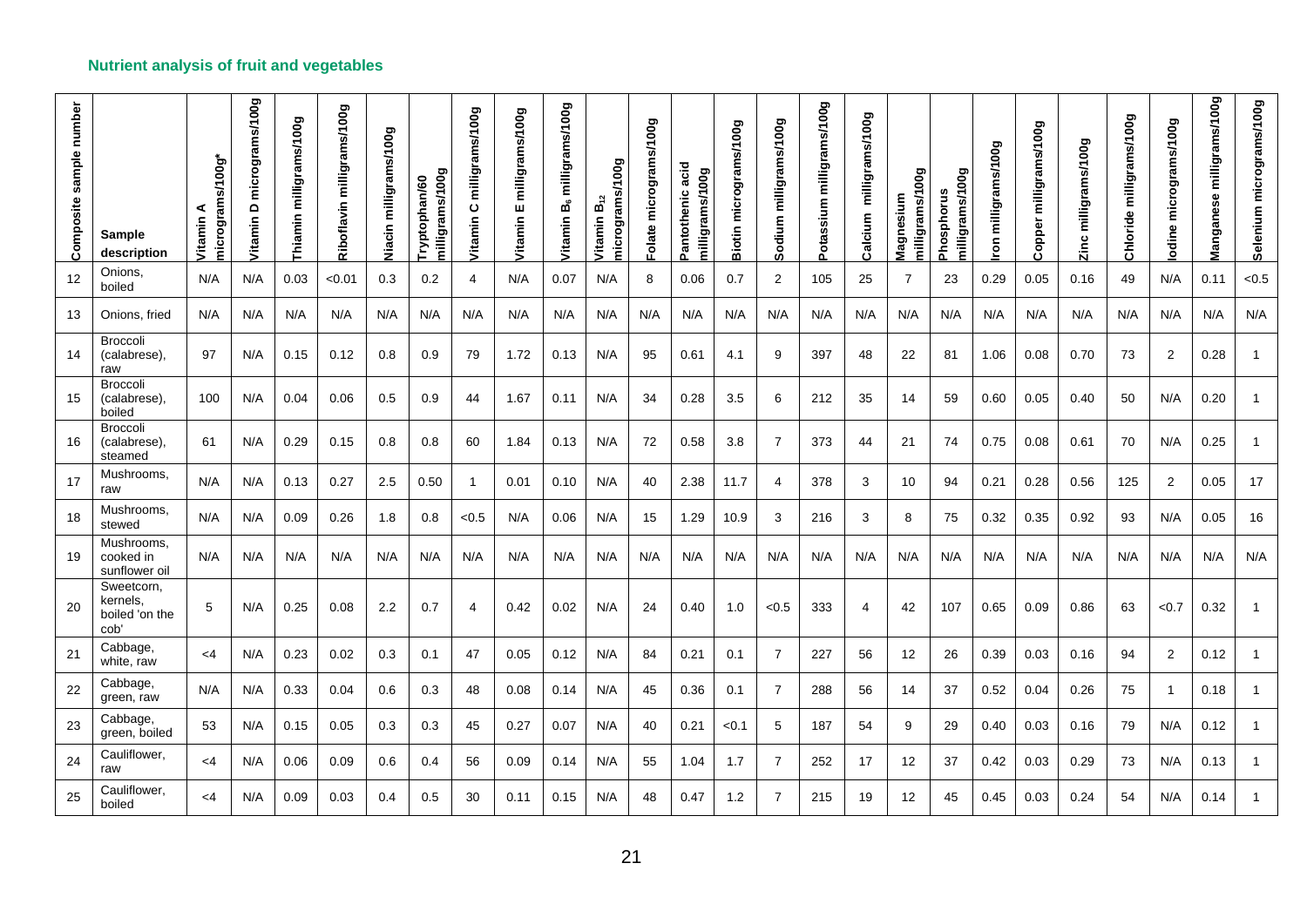## Nutrient analysis of fruit and vegetables

| Composite sample number | Sample description | Vitamin A micrograms/100g* | Vitamin D micrograms/100g | Thiamin milligrams/100g | Riboflavin milligrams/100g | Niacin milligrams/100g | Tryptophan/60 milligrams/100g | Vitamin C milligrams/100g | Vitamin E milligrams/100g | Vitamin $B_6$ milligrams/100g | Vitamin $B_{12}$ micrograms/100g | Folate micrograms/100g | Pantothenic acid milligrams/100g | Biotin micrograms/100g | Sodium milligrams/100g | Potassium milligrams/100g | Calcium milligrams/100g | Magnesium milligrams/100g | Phosphorus milligrams/100g | Iron milligrams/100g | Copper milligrams/100g | Zinc milligrams/100g | Chloride milligrams/100g | Iodine micrograms/100g | Manganese milligrams/100g | Selenium micrograms/100g |
|---|---|---|---|---|---|---|---|---|---|---|---|---|---|---|---|---|---|---|---|---|---|---|---|---|---|---|
| 12 | Onions, boiled | N/A | N/A | 0.03 | <0.01 | 0.3 | 0.2 | 4 | N/A | 0.07 | N/A | 8 | 0.06 | 0.7 | 2 | 105 | 25 | 7 | 23 | 0.29 | 0.05 | 0.16 | 49 | N/A | 0.11 | <0.5 |
| 13 | Onions, fried | N/A | N/A | N/A | N/A | N/A | N/A | N/A | N/A | N/A | N/A | N/A | N/A | N/A | N/A | N/A | N/A | N/A | N/A | N/A | N/A | N/A | N/A | N/A | N/A | N/A |
| 14 | Broccoli (calabrese), raw | 97 | N/A | 0.15 | 0.12 | 0.8 | 0.9 | 79 | 1.72 | 0.13 | N/A | 95 | 0.61 | 4.1 | 9 | 397 | 48 | 22 | 81 | 1.06 | 0.08 | 0.70 | 73 | 2 | 0.28 | 1 |
| 15 | Broccoli (calabrese), boiled | 100 | N/A | 0.04 | 0.06 | 0.5 | 0.9 | 44 | 1.67 | 0.11 | N/A | 34 | 0.28 | 3.5 | 6 | 212 | 35 | 14 | 59 | 0.60 | 0.05 | 0.40 | 50 | N/A | 0.20 | 1 |
| 16 | Broccoli (calabrese), steamed | 61 | N/A | 0.29 | 0.15 | 0.8 | 0.8 | 60 | 1.84 | 0.13 | N/A | 72 | 0.58 | 3.8 | 7 | 373 | 44 | 21 | 74 | 0.75 | 0.08 | 0.61 | 70 | N/A | 0.25 | 1 |
| 17 | Mushrooms, raw | N/A | N/A | 0.13 | 0.27 | 2.5 | 0.50 | 1 | 0.01 | 0.10 | N/A | 40 | 2.38 | 11.7 | 4 | 378 | 3 | 10 | 94 | 0.21 | 0.28 | 0.56 | 125 | 2 | 0.05 | 17 |
| 18 | Mushrooms, stewed | N/A | N/A | 0.09 | 0.26 | 1.8 | 0.8 | <0.5 | N/A | 0.06 | N/A | 15 | 1.29 | 10.9 | 3 | 216 | 3 | 8 | 75 | 0.32 | 0.35 | 0.92 | 93 | N/A | 0.05 | 16 |
| 19 | Mushrooms, cooked in sunflower oil | N/A | N/A | N/A | N/A | N/A | N/A | N/A | N/A | N/A | N/A | N/A | N/A | N/A | N/A | N/A | N/A | N/A | N/A | N/A | N/A | N/A | N/A | N/A | N/A | N/A |
| 20 | Sweetcorn, kernels, boiled 'on the cob' | 5 | N/A | 0.25 | 0.08 | 2.2 | 0.7 | 4 | 0.42 | 0.02 | N/A | 24 | 0.40 | 1.0 | <0.5 | 333 | 4 | 42 | 107 | 0.65 | 0.09 | 0.86 | 63 | <0.7 | 0.32 | 1 |
| 21 | Cabbage, white, raw | <4 | N/A | 0.23 | 0.02 | 0.3 | 0.1 | 47 | 0.05 | 0.12 | N/A | 84 | 0.21 | 0.1 | 7 | 227 | 56 | 12 | 26 | 0.39 | 0.03 | 0.16 | 94 | 2 | 0.12 | 1 |
| 22 | Cabbage, green, raw | N/A | N/A | 0.33 | 0.04 | 0.6 | 0.3 | 48 | 0.08 | 0.14 | N/A | 45 | 0.36 | 0.1 | 7 | 288 | 56 | 14 | 37 | 0.52 | 0.04 | 0.26 | 75 | 1 | 0.18 | 1 |
| 23 | Cabbage, green, boiled | 53 | N/A | 0.15 | 0.05 | 0.3 | 0.3 | 45 | 0.27 | 0.07 | N/A | 40 | 0.21 | <0.1 | 5 | 187 | 54 | 9 | 29 | 0.40 | 0.03 | 0.16 | 79 | N/A | 0.12 | 1 |
| 24 | Cauliflower, raw | <4 | N/A | 0.06 | 0.09 | 0.6 | 0.4 | 56 | 0.09 | 0.14 | N/A | 55 | 1.04 | 1.7 | 7 | 252 | 17 | 12 | 37 | 0.42 | 0.03 | 0.29 | 73 | N/A | 0.13 | 1 |
| 25 | Cauliflower, boiled | <4 | N/A | 0.09 | 0.03 | 0.4 | 0.5 | 30 | 0.11 | 0.15 | N/A | 48 | 0.47 | 1.2 | 7 | 215 | 19 | 12 | 45 | 0.45 | 0.03 | 0.24 | 54 | N/A | 0.14 | 1 |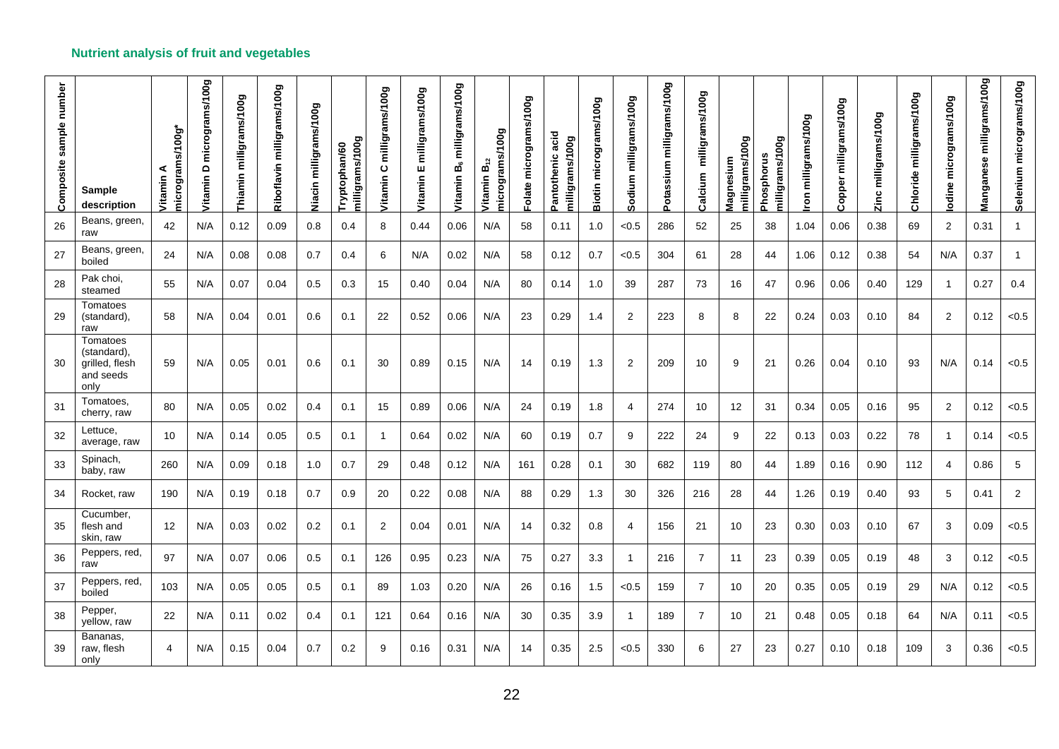## Nutrient analysis of fruit and vegetables

| Composite sample number | Sample description | Vitamin A micrograms/100g* | Vitamin D micrograms/100g | Thiamin milligrams/100g | Riboflavin milligrams/100g | Niacin milligrams/100g | Tryptophan/60 milligrams/100g | Vitamin C milligrams/100g | Vitamin E milligrams/100g | Vitamin $B_6$ milligrams/100g | Vitamin $B_{12}$ micrograms/100g | Folate micrograms/100g | Pantothenic acid milligrams/100g | Biotin micrograms/100g | Sodium milligrams/100g | Potassium milligrams/100g | Calcium milligrams/100g | Magnesium milligrams/100g | Phosphorus milligrams/100g | Iron milligrams/100g | Copper milligrams/100g | Zinc milligrams/100g | Chloride milligrams/100g | Iodine micrograms/100g | Manganese milligrams/100g | Selenium micrograms/100g |
|---|---|---|---|---|---|---|---|---|---|---|---|---|---|---|---|---|---|---|---|---|---|---|---|---|---|---|
| 26 | Beans, green, raw | 42 | N/A | 0.12 | 0.09 | 0.8 | 0.4 | 8 | 0.44 | 0.06 | N/A | 58 | 0.11 | 1.0 | <0.5 | 286 | 52 | 25 | 38 | 1.04 | 0.06 | 0.38 | 69 | 2 | 0.31 | 1 |
| 27 | Beans, green, boiled | 24 | N/A | 0.08 | 0.08 | 0.7 | 0.4 | 6 | N/A | 0.02 | N/A | 58 | 0.12 | 0.7 | <0.5 | 304 | 61 | 28 | 44 | 1.06 | 0.12 | 0.38 | 54 | N/A | 0.37 | 1 |
| 28 | Pak choi, steamed | 55 | N/A | 0.07 | 0.04 | 0.5 | 0.3 | 15 | 0.40 | 0.04 | N/A | 80 | 0.14 | 1.0 | 39 | 287 | 73 | 16 | 47 | 0.96 | 0.06 | 0.40 | 129 | 1 | 0.27 | 0.4 |
| 29 | Tomatoes (standard), raw | 58 | N/A | 0.04 | 0.01 | 0.6 | 0.1 | 22 | 0.52 | 0.06 | N/A | 23 | 0.29 | 1.4 | 2 | 223 | 8 | 8 | 22 | 0.24 | 0.03 | 0.10 | 84 | 2 | 0.12 | <0.5 |
| 30 | Tomatoes (standard), grilled, flesh and seeds only | 59 | N/A | 0.05 | 0.01 | 0.6 | 0.1 | 30 | 0.89 | 0.15 | N/A | 14 | 0.19 | 1.3 | 2 | 209 | 10 | 9 | 21 | 0.26 | 0.04 | 0.10 | 93 | N/A | 0.14 | <0.5 |
| 31 | Tomatoes, cherry, raw | 80 | N/A | 0.05 | 0.02 | 0.4 | 0.1 | 15 | 0.89 | 0.06 | N/A | 24 | 0.19 | 1.8 | 4 | 274 | 10 | 12 | 31 | 0.34 | 0.05 | 0.16 | 95 | 2 | 0.12 | <0.5 |
| 32 | Lettuce, average, raw | 10 | N/A | 0.14 | 0.05 | 0.5 | 0.1 | 1 | 0.64 | 0.02 | N/A | 60 | 0.19 | 0.7 | 9 | 222 | 24 | 9 | 22 | 0.13 | 0.03 | 0.22 | 78 | 1 | 0.14 | <0.5 |
| 33 | Spinach, baby, raw | 260 | N/A | 0.09 | 0.18 | 1.0 | 0.7 | 29 | 0.48 | 0.12 | N/A | 161 | 0.28 | 0.1 | 30 | 682 | 119 | 80 | 44 | 1.89 | 0.16 | 0.90 | 112 | 4 | 0.86 | 5 |
| 34 | Rocket, raw | 190 | N/A | 0.19 | 0.18 | 0.7 | 0.9 | 20 | 0.22 | 0.08 | N/A | 88 | 0.29 | 1.3 | 30 | 326 | 216 | 28 | 44 | 1.26 | 0.19 | 0.40 | 93 | 5 | 0.41 | 2 |
| 35 | Cucumber, flesh and skin, raw | 12 | N/A | 0.03 | 0.02 | 0.2 | 0.1 | 2 | 0.04 | 0.01 | N/A | 14 | 0.32 | 0.8 | 4 | 156 | 21 | 10 | 23 | 0.30 | 0.03 | 0.10 | 67 | 3 | 0.09 | <0.5 |
| 36 | Peppers, red, raw | 97 | N/A | 0.07 | 0.06 | 0.5 | 0.1 | 126 | 0.95 | 0.23 | N/A | 75 | 0.27 | 3.3 | 1 | 216 | 7 | 11 | 23 | 0.39 | 0.05 | 0.19 | 48 | 3 | 0.12 | <0.5 |
| 37 | Peppers, red, boiled | 103 | N/A | 0.05 | 0.05 | 0.5 | 0.1 | 89 | 1.03 | 0.20 | N/A | 26 | 0.16 | 1.5 | <0.5 | 159 | 7 | 10 | 20 | 0.35 | 0.05 | 0.19 | 29 | N/A | 0.12 | <0.5 |
| 38 | Pepper, yellow, raw | 22 | N/A | 0.11 | 0.02 | 0.4 | 0.1 | 121 | 0.64 | 0.16 | N/A | 30 | 0.35 | 3.9 | 1 | 189 | 7 | 10 | 21 | 0.48 | 0.05 | 0.18 | 64 | N/A | 0.11 | <0.5 |
| 39 | Bananas, raw, flesh only | 4 | N/A | 0.15 | 0.04 | 0.7 | 0.2 | 9 | 0.16 | 0.31 | N/A | 14 | 0.35 | 2.5 | <0.5 | 330 | 6 | 27 | 23 | 0.27 | 0.10 | 0.18 | 109 | 3 | 0.36 | <0.5 |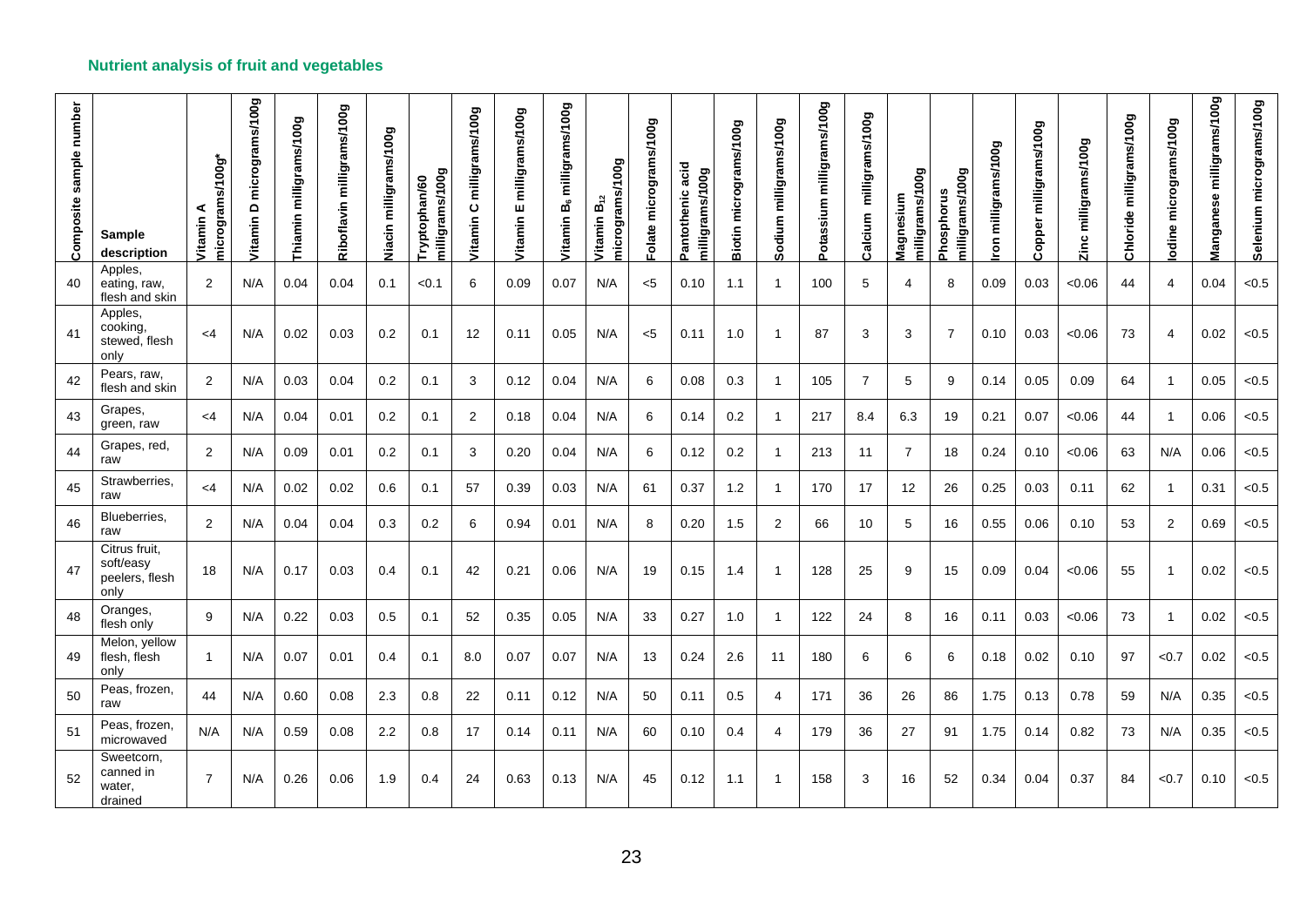## Nutrient analysis of fruit and vegetables

| Composite sample number | Sample description | Vitamin A micrograms/100g* | Vitamin D micrograms/100g | Thiamin milligrams/100g | Riboflavin milligrams/100g | Niacin milligrams/100g | Tryptophan/60 milligrams/100g | Vitamin C milligrams/100g | Vitamin E milligrams/100g | Vitamin $B_6$ milligrams/100g | Vitamin $B_{12}$ micrograms/100g | Folate micrograms/100g | Pantothenic acid milligrams/100g | Biotin micrograms/100g | Sodium milligrams/100g | Potassium milligrams/100g | Calcium milligrams/100g | Magnesium milligrams/100g | Phosphorus milligrams/100g | Iron milligrams/100g | Copper milligrams/100g | Zinc milligrams/100g | Chloride milligrams/100g | Iodine micrograms/100g | Manganese milligrams/100g | Selenium micrograms/100g |
|---|---|---|---|---|---|---|---|---|---|---|---|---|---|---|---|---|---|---|---|---|---|---|---|---|---|---|
| 40 | Apples, eating, raw, flesh and skin | 2 | N/A | 0.04 | 0.04 | 0.1 | <0.1 | 6 | 0.09 | 0.07 | N/A | <5 | 0.10 | 1.1 | 1 | 100 | 5 | 4 | 8 | 0.09 | 0.03 | <0.06 | 44 | 4 | 0.04 | <0.5 |
| 41 | Apples, cooking, stewed, flesh only | <4 | N/A | 0.02 | 0.03 | 0.2 | 0.1 | 12 | 0.11 | 0.05 | N/A | <5 | 0.11 | 1.0 | 1 | 87 | 3 | 3 | 7 | 0.10 | 0.03 | <0.06 | 73 | 4 | 0.02 | <0.5 |
| 42 | Pears, raw, flesh and skin | 2 | N/A | 0.03 | 0.04 | 0.2 | 0.1 | 3 | 0.12 | 0.04 | N/A | 6 | 0.08 | 0.3 | 1 | 105 | 7 | 5 | 9 | 0.14 | 0.05 | 0.09 | 64 | 1 | 0.05 | <0.5 |
| 43 | Grapes, green, raw | <4 | N/A | 0.04 | 0.01 | 0.2 | 0.1 | 2 | 0.18 | 0.04 | N/A | 6 | 0.14 | 0.2 | 1 | 217 | 8.4 | 6.3 | 19 | 0.21 | 0.07 | <0.06 | 44 | 1 | 0.06 | <0.5 |
| 44 | Grapes, red, raw | 2 | N/A | 0.09 | 0.01 | 0.2 | 0.1 | 3 | 0.20 | 0.04 | N/A | 6 | 0.12 | 0.2 | 1 | 213 | 11 | 7 | 18 | 0.24 | 0.10 | <0.06 | 63 | N/A | 0.06 | <0.5 |
| 45 | Strawberries, raw | <4 | N/A | 0.02 | 0.02 | 0.6 | 0.1 | 57 | 0.39 | 0.03 | N/A | 61 | 0.37 | 1.2 | 1 | 170 | 17 | 12 | 26 | 0.25 | 0.03 | 0.11 | 62 | 1 | 0.31 | <0.5 |
| 46 | Blueberries, raw | 2 | N/A | 0.04 | 0.04 | 0.3 | 0.2 | 6 | 0.94 | 0.01 | N/A | 8 | 0.20 | 1.5 | 2 | 66 | 10 | 5 | 16 | 0.55 | 0.06 | 0.10 | 53 | 2 | 0.69 | <0.5 |
| 47 | Citrus fruit, soft/easy peelers, flesh only | 18 | N/A | 0.17 | 0.03 | 0.4 | 0.1 | 42 | 0.21 | 0.06 | N/A | 19 | 0.15 | 1.4 | 1 | 128 | 25 | 9 | 15 | 0.09 | 0.04 | <0.06 | 55 | 1 | 0.02 | <0.5 |
| 48 | Oranges, flesh only | 9 | N/A | 0.22 | 0.03 | 0.5 | 0.1 | 52 | 0.35 | 0.05 | N/A | 33 | 0.27 | 1.0 | 1 | 122 | 24 | 8 | 16 | 0.11 | 0.03 | <0.06 | 73 | 1 | 0.02 | <0.5 |
| 49 | Melon, yellow flesh, flesh only | 1 | N/A | 0.07 | 0.01 | 0.4 | 0.1 | 8.0 | 0.07 | 0.07 | N/A | 13 | 0.24 | 2.6 | 11 | 180 | 6 | 6 | 6 | 0.18 | 0.02 | 0.10 | 97 | <0.7 | 0.02 | <0.5 |
| 50 | Peas, frozen, raw | 44 | N/A | 0.60 | 0.08 | 2.3 | 0.8 | 22 | 0.11 | 0.12 | N/A | 50 | 0.11 | 0.5 | 4 | 171 | 36 | 26 | 86 | 1.75 | 0.13 | 0.78 | 59 | N/A | 0.35 | <0.5 |
| 51 | Peas, frozen, microwaved | N/A | N/A | 0.59 | 0.08 | 2.2 | 0.8 | 17 | 0.14 | 0.11 | N/A | 60 | 0.10 | 0.4 | 4 | 179 | 36 | 27 | 91 | 1.75 | 0.14 | 0.82 | 73 | N/A | 0.35 | <0.5 |
| 52 | Sweetcorn, canned in water, drained | 7 | N/A | 0.26 | 0.06 | 1.9 | 0.4 | 24 | 0.63 | 0.13 | N/A | 45 | 0.12 | 1.1 | 1 | 158 | 3 | 16 | 52 | 0.34 | 0.04 | 0.37 | 84 | <0.7 | 0.10 | <0.5 |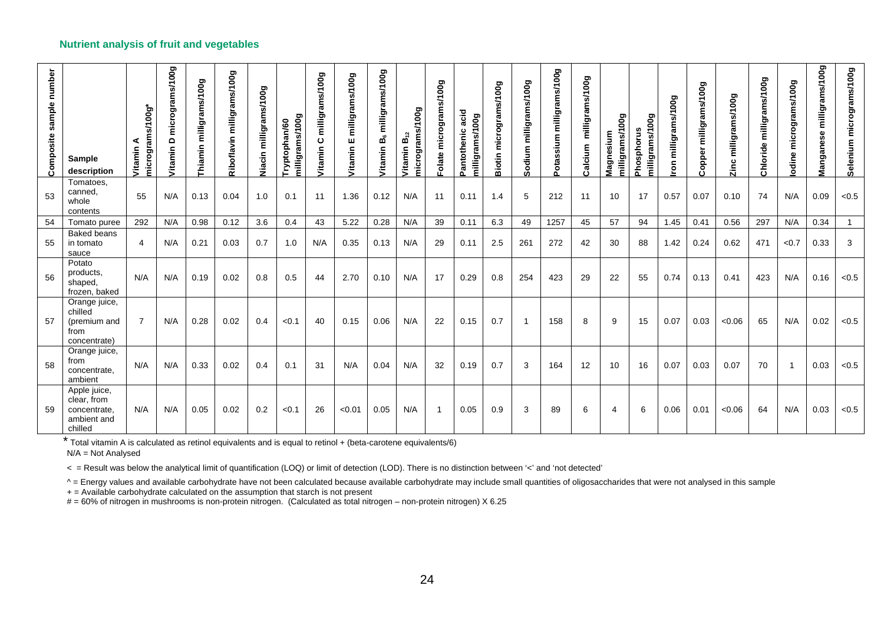### Nutrient analysis of fruit and vegetables

| Composite sample number | Sample description | Vitamin A micrograms/100g* | Vitamin D micrograms/100g | Thiamin milligrams/100g | Riboflavin milligrams/100g | Niacin milligrams/100g | Tryptophan/60 milligrams/100g | Vitamin C milligrams/100g | Vitamin E milligrams/100g | Vitamin $B_6$ milligrams/100g | Vitamin $B_{12}$ micrograms/100g | Folate micrograms/100g | Pantothenic acid milligrams/100g | Biotin micrograms/100g | Sodium milligrams/100g | Potassium milligrams/100g | Calcium milligrams/100g | Magnesium milligrams/100g | Phosphorus milligrams/100g | Iron milligrams/100g | Copper milligrams/100g | Zinc milligrams/100g | Chloride milligrams/100g | Iodine micrograms/100g | Manganese milligrams/100g | Selenium micrograms/100g |
|---|---|---|---|---|---|---|---|---|---|---|---|---|---|---|---|---|---|---|---|---|---|---|---|---|---|---|
| 53 | Tomatoes, canned, whole contents | 55 | N/A | 0.13 | 0.04 | 1.0 | 0.1 | 11 | 1.36 | 0.12 | N/A | 11 | 0.11 | 1.4 | 5 | 212 | 11 | 10 | 17 | 0.57 | 0.07 | 0.10 | 74 | N/A | 0.09 | <0.5 |
| 54 | Tomato puree | 292 | N/A | 0.98 | 0.12 | 3.6 | 0.4 | 43 | 5.22 | 0.28 | N/A | 39 | 0.11 | 6.3 | 49 | 1257 | 45 | 57 | 94 | 1.45 | 0.41 | 0.56 | 297 | N/A | 0.34 | 1 |
| 55 | Baked beans in tomato sauce | 4 | N/A | 0.21 | 0.03 | 0.7 | 1.0 | N/A | 0.35 | 0.13 | N/A | 29 | 0.11 | 2.5 | 261 | 272 | 42 | 30 | 88 | 1.42 | 0.24 | 0.62 | 471 | <0.7 | 0.33 | 3 |
| 56 | Potato products, shaped, frozen, baked | N/A | N/A | 0.19 | 0.02 | 0.8 | 0.5 | 44 | 2.70 | 0.10 | N/A | 17 | 0.29 | 0.8 | 254 | 423 | 29 | 22 | 55 | 0.74 | 0.13 | 0.41 | 423 | N/A | 0.16 | <0.5 |
| 57 | Orange juice, chilled (premium and from concentrate) | 7 | N/A | 0.28 | 0.02 | 0.4 | <0.1 | 40 | 0.15 | 0.06 | N/A | 22 | 0.15 | 0.7 | 1 | 158 | 8 | 9 | 15 | 0.07 | 0.03 | <0.06 | 65 | N/A | 0.02 | <0.5 |
| 58 | Orange juice, from concentrate, ambient | N/A | N/A | 0.33 | 0.02 | 0.4 | 0.1 | 31 | N/A | 0.04 | N/A | 32 | 0.19 | 0.7 | 3 | 164 | 12 | 10 | 16 | 0.07 | 0.03 | 0.07 | 70 | 1 | 0.03 | <0.5 |
| 59 | Apple juice, clear, from concentrate, ambient and chilled | N/A | N/A | 0.05 | 0.02 | 0.2 | <0.1 | 26 | <0.01 | 0.05 | N/A | 1 | 0.05 | 0.9 | 3 | 89 | 6 | 4 | 6 | 0.06 | 0.01 | <0.06 | 64 | N/A | 0.03 | <0.5 |

\* Total vitamin A is calculated as retinol equivalents and is equal to retinol + (beta-carotene equivalents/6)

N/A = Not Analysed

< = Result was below the analytical limit of quantification (LOQ) or limit of detection (LOD). There is no distinction between '<' and 'not detected'

^ = Energy values and available carbohydrate have not been calculated because available carbohydrate may include small quantities of oligosaccharides that were not analysed in this sample

\+ = Available carbohydrate calculated on the assumption that starch is not present

\# = 60% of nitrogen in mushrooms is non-protein nitrogen. (Calculated as total nitrogen – non-protein nitrogen) X 6.25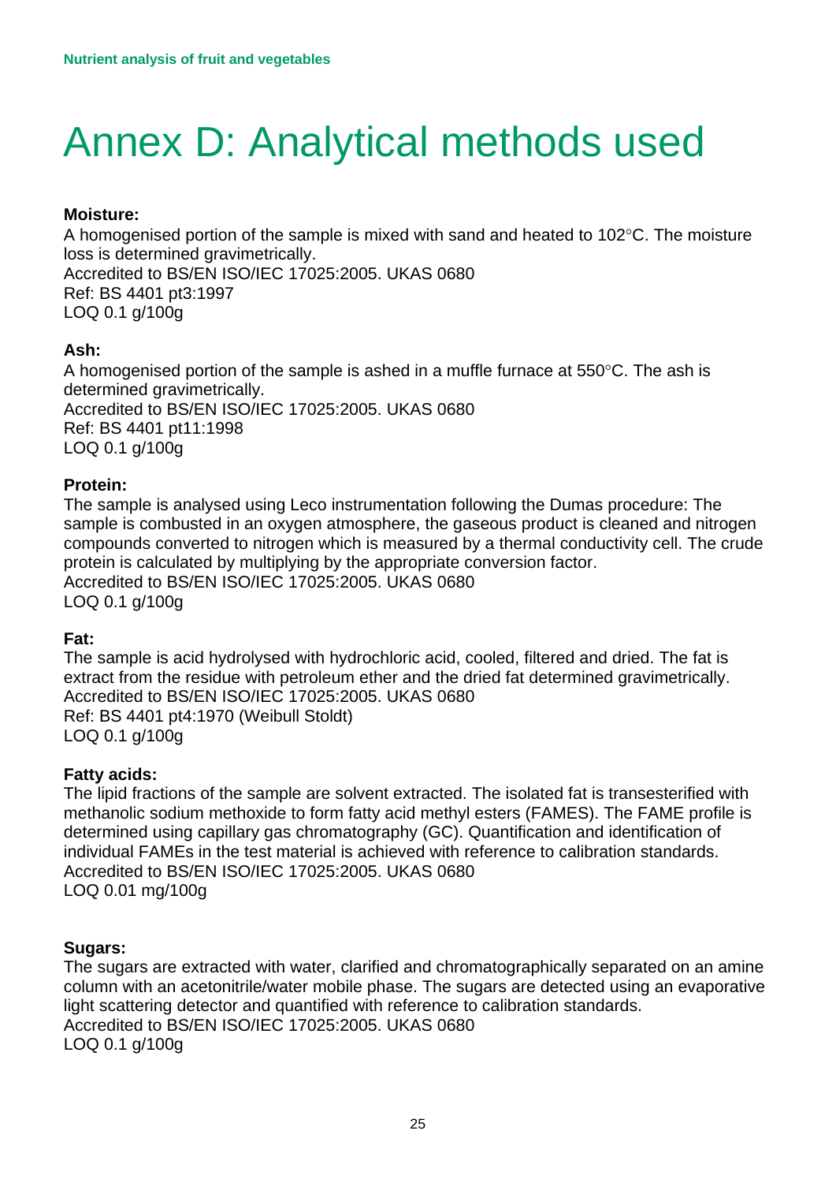# Annex D: Analytical methods used

**Moisture:**
A homogenised portion of the sample is mixed with sand and heated to 102°C. The moisture loss is determined gravimetrically.
Accredited to BS/EN ISO/IEC 17025:2005. UKAS 0680
Ref: BS 4401 pt3:1997
LOQ 0.1 g/100g

**Ash:**
A homogenised portion of the sample is ashed in a muffle furnace at 550°C. The ash is determined gravimetrically.
Accredited to BS/EN ISO/IEC 17025:2005. UKAS 0680
Ref: BS 4401 pt11:1998
LOQ 0.1 g/100g

**Protein:**
The sample is analysed using Leco instrumentation following the Dumas procedure: The sample is combusted in an oxygen atmosphere, the gaseous product is cleaned and nitrogen compounds converted to nitrogen which is measured by a thermal conductivity cell. The crude protein is calculated by multiplying by the appropriate conversion factor.
Accredited to BS/EN ISO/IEC 17025:2005. UKAS 0680
LOQ 0.1 g/100g

**Fat:**
The sample is acid hydrolysed with hydrochloric acid, cooled, filtered and dried. The fat is extract from the residue with petroleum ether and the dried fat determined gravimetrically.
Accredited to BS/EN ISO/IEC 17025:2005. UKAS 0680
Ref: BS 4401 pt4:1970 (Weibull Stoldt)
LOQ 0.1 g/100g

**Fatty acids:**
The lipid fractions of the sample are solvent extracted. The isolated fat is transesterified with methanolic sodium methoxide to form fatty acid methyl esters (FAMES). The FAME profile is determined using capillary gas chromatography (GC). Quantification and identification of individual FAMEs in the test material is achieved with reference to calibration standards.
Accredited to BS/EN ISO/IEC 17025:2005. UKAS 0680
LOQ 0.01 mg/100g

**Sugars:**
The sugars are extracted with water, clarified and chromatographically separated on an amine column with an acetonitrile/water mobile phase. The sugars are detected using an evaporative light scattering detector and quantified with reference to calibration standards.
Accredited to BS/EN ISO/IEC 17025:2005. UKAS 0680
LOQ 0.1 g/100g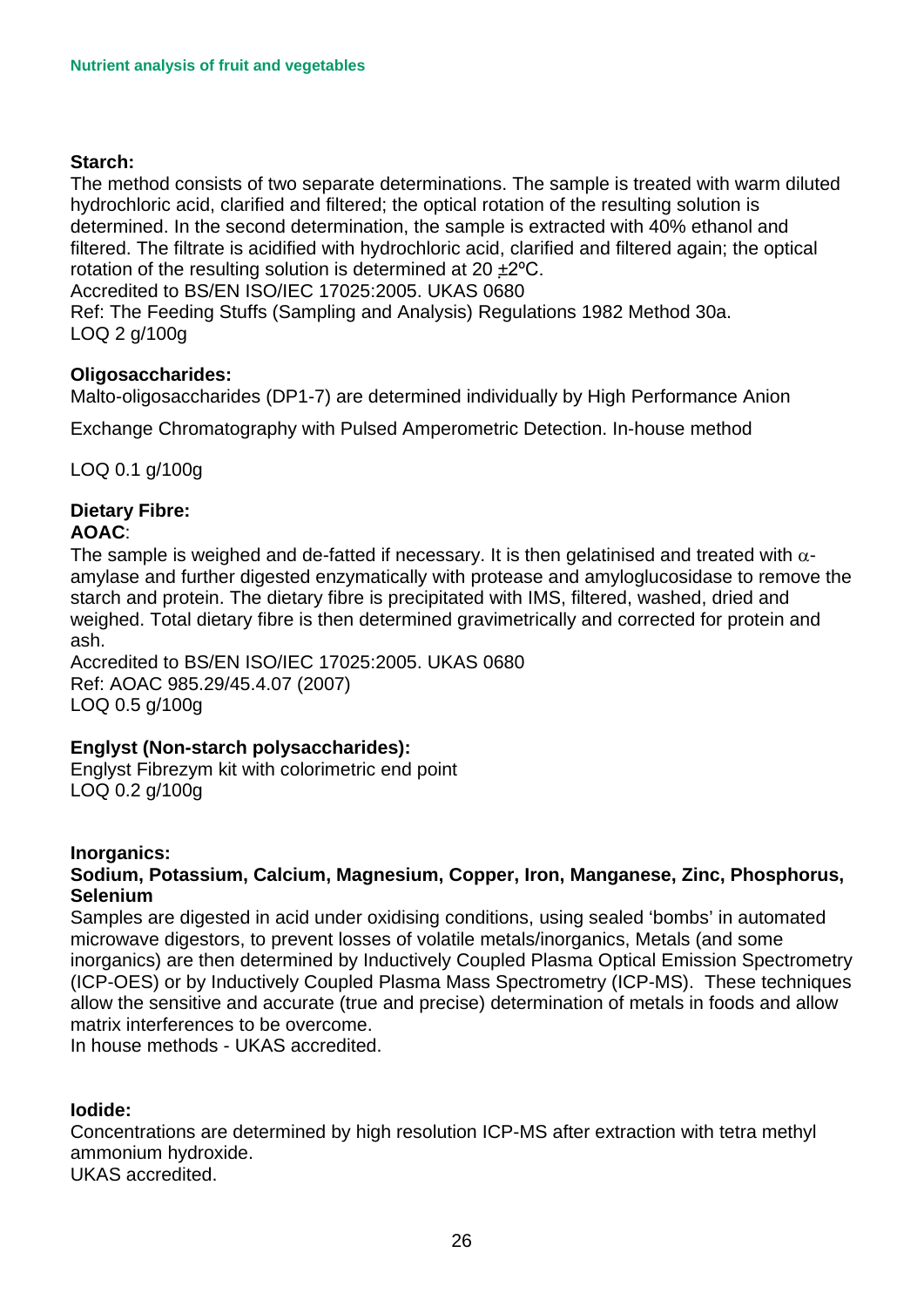**Starch:**

The method consists of two separate determinations. The sample is treated with warm diluted hydrochloric acid, clarified and filtered; the optical rotation of the resulting solution is determined. In the second determination, the sample is extracted with 40% ethanol and filtered. The filtrate is acidified with hydrochloric acid, clarified and filtered again; the optical rotation of the resulting solution is determined at 20 ±2ºC.
Accredited to BS/EN ISO/IEC 17025:2005. UKAS 0680
Ref: The Feeding Stuffs (Sampling and Analysis) Regulations 1982 Method 30a.
LOQ 2 g/100g

**Oligosaccharides:**

Malto-oligosaccharides (DP1-7) are determined individually by High Performance Anion

Exchange Chromatography with Pulsed Amperometric Detection. In-house method

LOQ 0.1 g/100g

**Dietary Fibre:**

**AOAC**:

The sample is weighed and de-fatted if necessary. It is then gelatinised and treated with α-amylase and further digested enzymatically with protease and amyloglucosidase to remove the starch and protein. The dietary fibre is precipitated with IMS, filtered, washed, dried and weighed. Total dietary fibre is then determined gravimetrically and corrected for protein and ash.
Accredited to BS/EN ISO/IEC 17025:2005. UKAS 0680
Ref: AOAC 985.29/45.4.07 (2007)
LOQ 0.5 g/100g

**Englyst (Non-starch polysaccharides):**

Englyst Fibrezym kit with colorimetric end point
LOQ 0.2 g/100g

**Inorganics:**

**Sodium, Potassium, Calcium, Magnesium, Copper, Iron, Manganese, Zinc, Phosphorus, Selenium**

Samples are digested in acid under oxidising conditions, using sealed 'bombs' in automated microwave digestors, to prevent losses of volatile metals/inorganics, Metals (and some inorganics) are then determined by Inductively Coupled Plasma Optical Emission Spectrometry (ICP-OES) or by Inductively Coupled Plasma Mass Spectrometry (ICP-MS). These techniques allow the sensitive and accurate (true and precise) determination of metals in foods and allow matrix interferences to be overcome.
In house methods - UKAS accredited.

**Iodide:**

Concentrations are determined by high resolution ICP-MS after extraction with tetra methyl ammonium hydroxide.
UKAS accredited.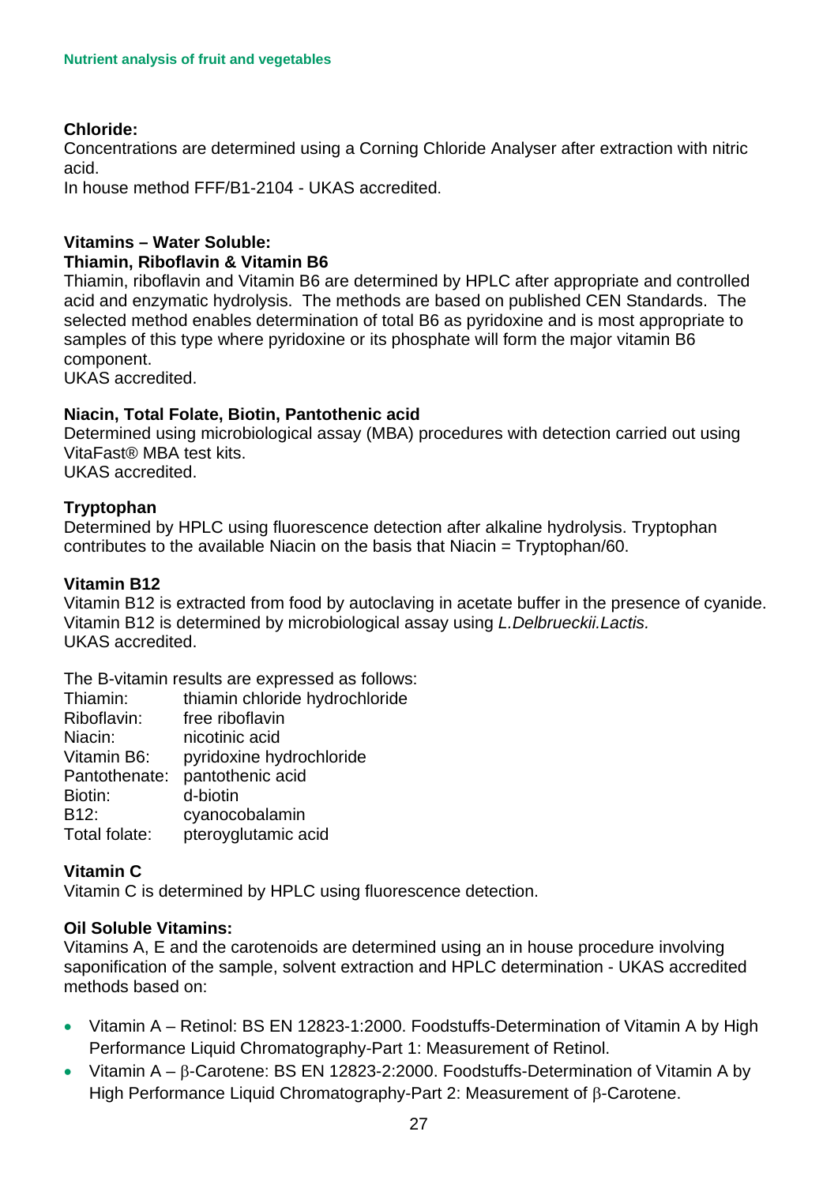**Chloride:**
Concentrations are determined using a Corning Chloride Analyser after extraction with nitric acid.
In house method FFF/B1-2104 - UKAS accredited.

**Vitamins – Water Soluble:**
**Thiamin, Riboflavin & Vitamin B6**
Thiamin, riboflavin and Vitamin B6 are determined by HPLC after appropriate and controlled acid and enzymatic hydrolysis. The methods are based on published CEN Standards. The selected method enables determination of total B6 as pyridoxine and is most appropriate to samples of this type where pyridoxine or its phosphate will form the major vitamin B6 component.
UKAS accredited.

**Niacin, Total Folate, Biotin, Pantothenic acid**
Determined using microbiological assay (MBA) procedures with detection carried out using VitaFast® MBA test kits.
UKAS accredited.

**Tryptophan**
Determined by HPLC using fluorescence detection after alkaline hydrolysis. Tryptophan contributes to the available Niacin on the basis that Niacin = Tryptophan/60.

**Vitamin B12**
Vitamin B12 is extracted from food by autoclaving in acetate buffer in the presence of cyanide. Vitamin B12 is determined by microbiological assay using *L.Delbrueckii.Lactis.*
UKAS accredited.

The B-vitamin results are expressed as follows:

| | |
|---|---|
| Thiamin: | thiamin chloride hydrochloride |
| Riboflavin: | free riboflavin |
| Niacin: | nicotinic acid |
| Vitamin B6: | pyridoxine hydrochloride |
| Pantothenate: | pantothenic acid |
| Biotin: | d-biotin |
| B12: | cyanocobalamin |
| Total folate: | pteroyglutamic acid |

**Vitamin C**
Vitamin C is determined by HPLC using fluorescence detection.

**Oil Soluble Vitamins:**
Vitamins A, E and the carotenoids are determined using an in house procedure involving saponification of the sample, solvent extraction and HPLC determination - UKAS accredited methods based on:

- Vitamin A – Retinol: BS EN 12823-1:2000. Foodstuffs-Determination of Vitamin A by High Performance Liquid Chromatography-Part 1: Measurement of Retinol.
- Vitamin A – β-Carotene: BS EN 12823-2:2000. Foodstuffs-Determination of Vitamin A by High Performance Liquid Chromatography-Part 2: Measurement of β-Carotene.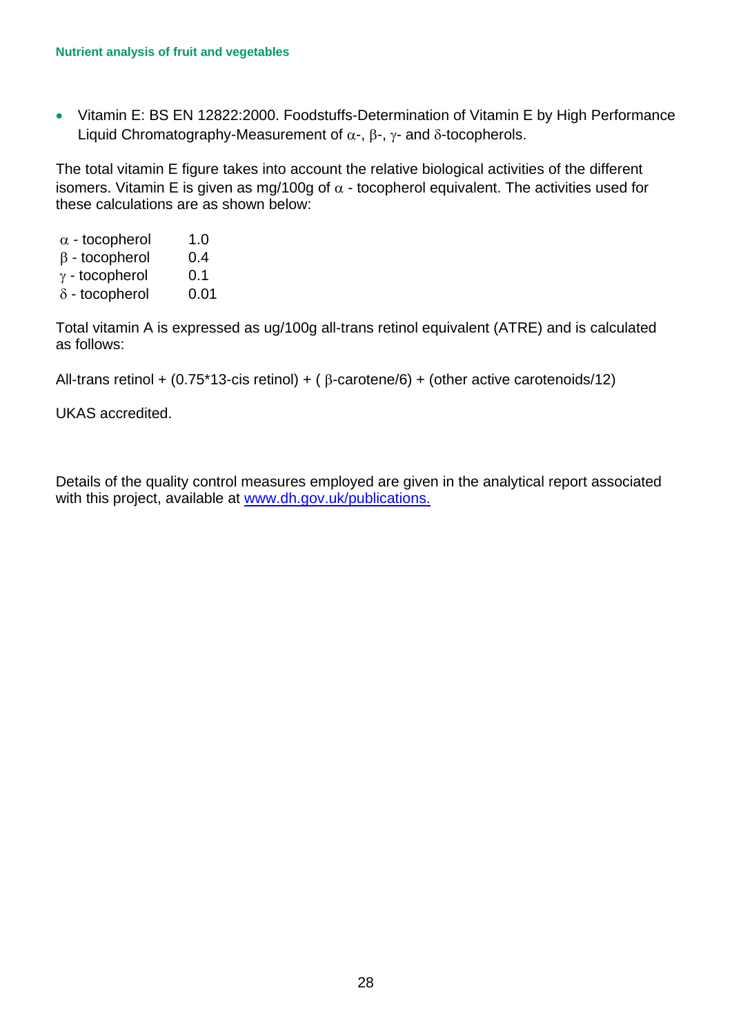- Vitamin E: BS EN 12822:2000. Foodstuffs-Determination of Vitamin E by High Performance Liquid Chromatography-Measurement of $\alpha$-, $\beta$-, $\gamma$- and $\delta$-tocopherols.

The total vitamin E figure takes into account the relative biological activities of the different isomers. Vitamin E is given as mg/100g of $\alpha$ - tocopherol equivalent. The activities used for these calculations are as shown below:

| | |
|---|---|
| $\alpha$ - tocopherol | 1.0 |
| $\beta$ - tocopherol | 0.4 |
| $\gamma$ - tocopherol | 0.1 |
| $\delta$ - tocopherol | 0.01 |

Total vitamin A is expressed as ug/100g all-trans retinol equivalent (ATRE) and is calculated as follows:

All-trans retinol + (0.75*13-cis retinol) + ( $\beta$-carotene/6) + (other active carotenoids/12)

UKAS accredited.

Details of the quality control measures employed are given in the analytical report associated with this project, available at [www.dh.gov.uk/publications.](www.dh.gov.uk/publications)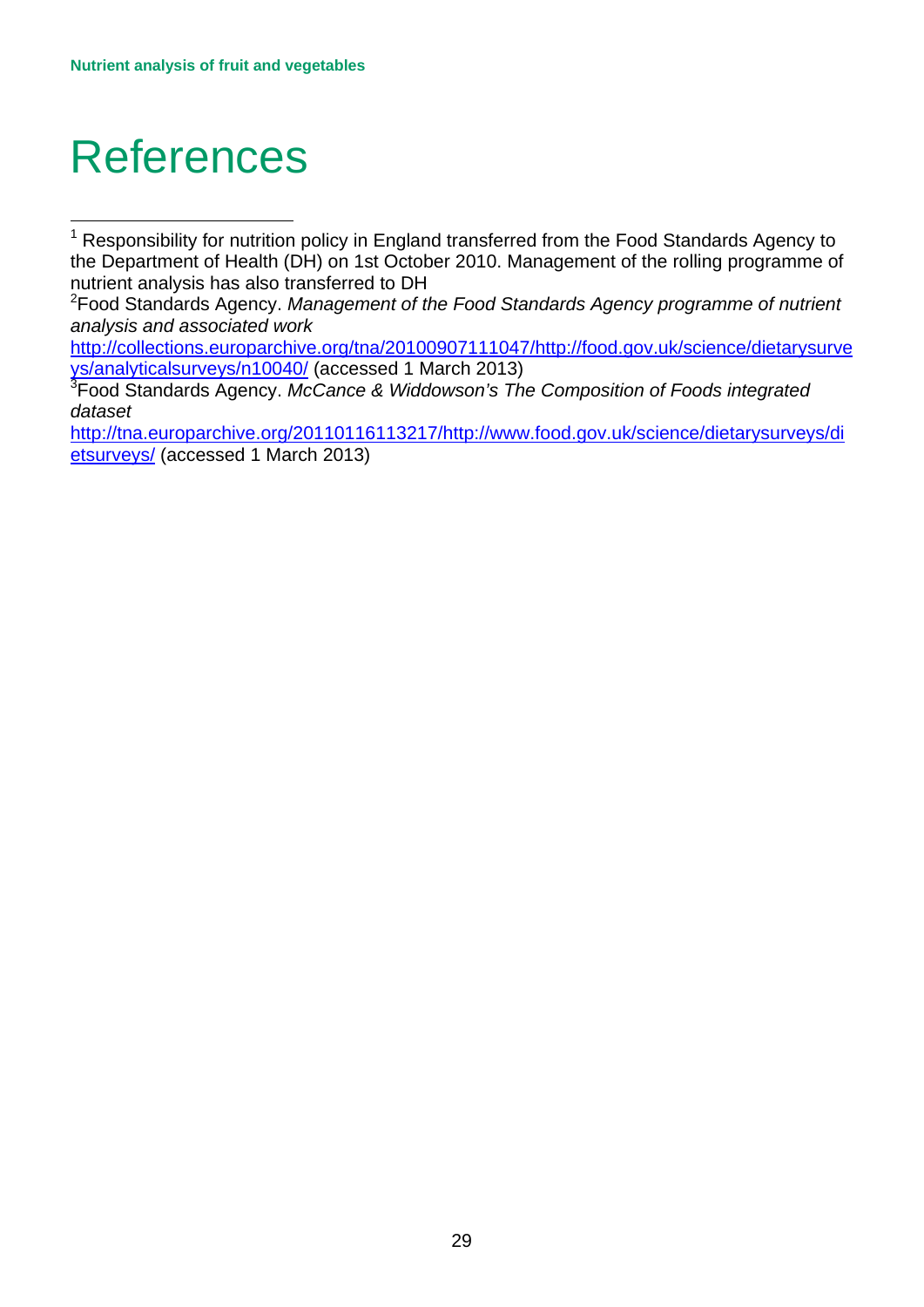# References

[1] Responsibility for nutrition policy in England transferred from the Food Standards Agency to the Department of Health (DH) on 1st October 2010. Management of the rolling programme of nutrient analysis has also transferred to DH

[2]Food Standards Agency. *Management of the Food Standards Agency programme of nutrient analysis and associated work* http://collections.europarchive.org/tna/20100907111047/http://food.gov.uk/science/dietarysurveys/analyticalsurveys/n10040/ (accessed 1 March 2013)

[3]Food Standards Agency. *McCance & Widdowson's The Composition of Foods integrated dataset* http://tna.europarchive.org/20110116113217/http://www.food.gov.uk/science/dietarysurveys/dietsurveys/ (accessed 1 March 2013)